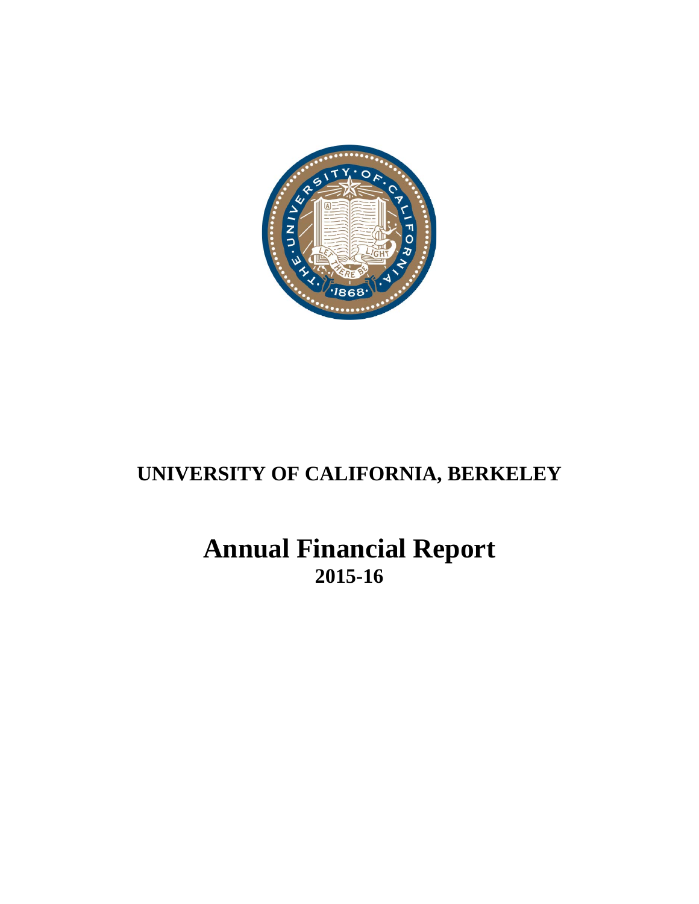# UNIVERSITY OF CALIFORNIA, BERKELEY

# Annual Financial Report

## 2015-16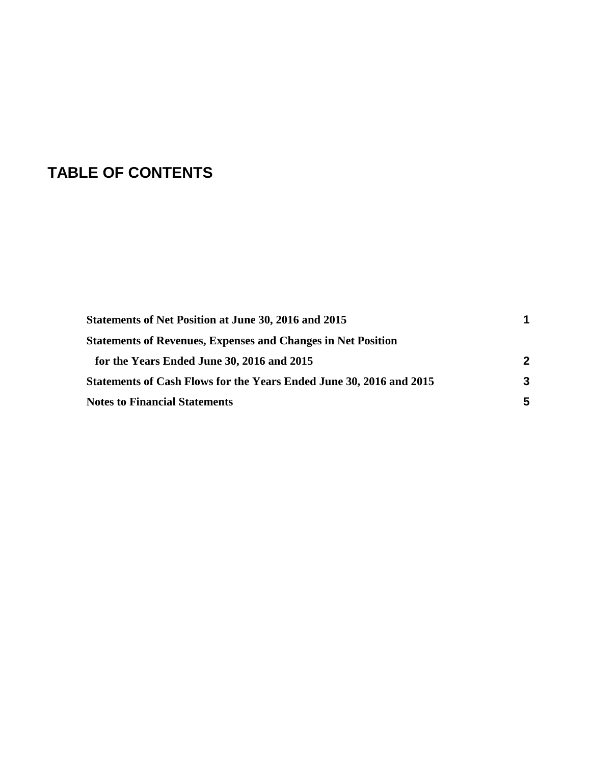# TABLE OF CONTENTS

| | |
|---|---|
| **Statements of Net Position at June 30, 2016 and 2015** | **1** |
| **Statements of Revenues, Expenses and Changes in Net Position** | |
| **for the Years Ended June 30, 2016 and 2015** | **2** |
| **Statements of Cash Flows for the Years Ended June 30, 2016 and 2015** | **3** |
| **Notes to Financial Statements** | **5** |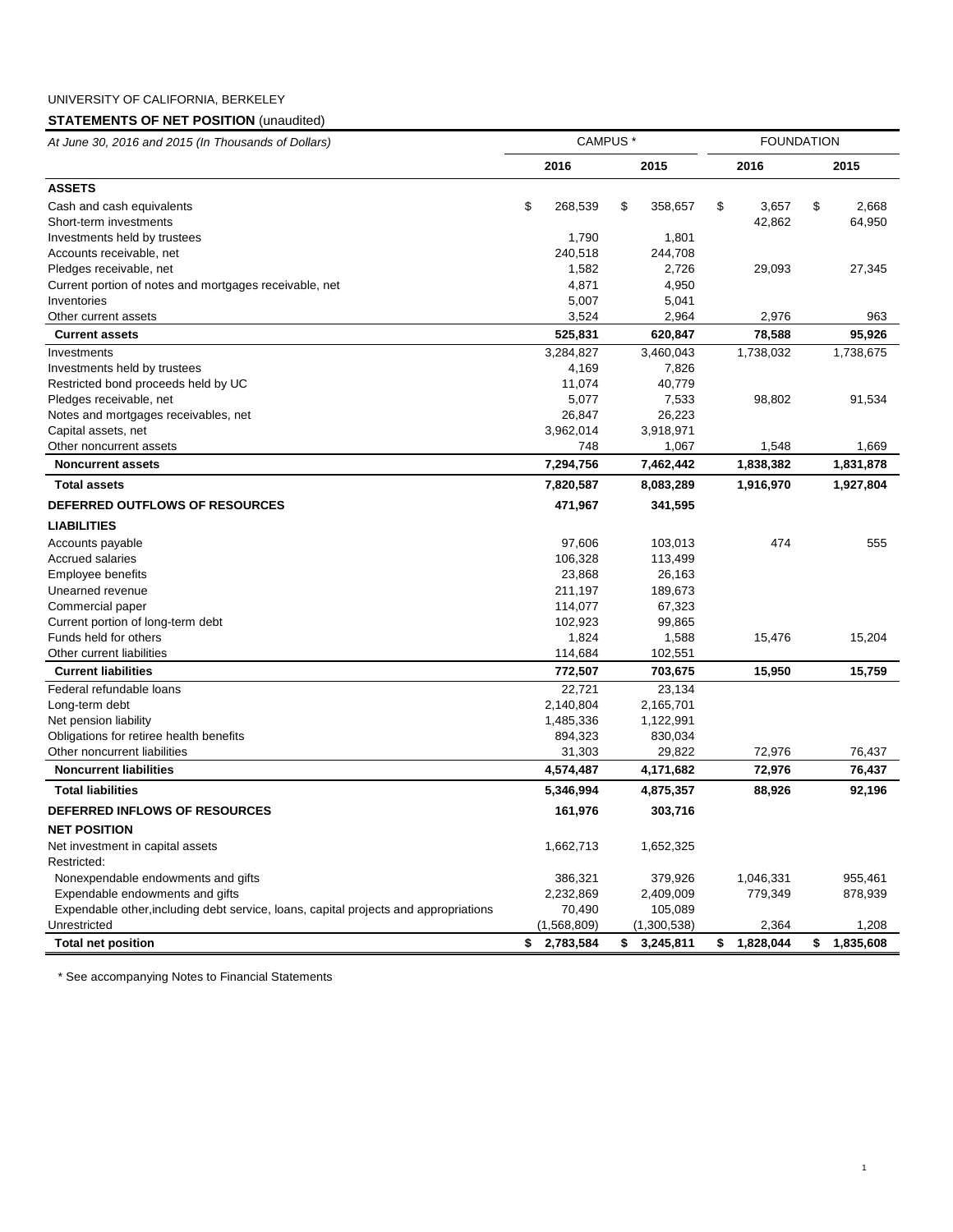UNIVERSITY OF CALIFORNIA, BERKELEY

**STATEMENTS OF NET POSITION** (unaudited)

| *At June 30, 2016 and 2015 (In Thousands of Dollars)* | CAMPUS * | | FOUNDATION | |
|---|---|---|---|---|
| | **2016** | **2015** | **2016** | **2015** |
| **ASSETS** | | | | |
| Cash and cash equivalents | $ 268,539 | $ 358,657 | $ 3,657 | $ 2,668 |
| Short-term investments | | | 42,862 | 64,950 |
| Investments held by trustees | 1,790 | 1,801 | | |
| Accounts receivable, net | 240,518 | 244,708 | | |
| Pledges receivable, net | 1,582 | 2,726 | 29,093 | 27,345 |
| Current portion of notes and mortgages receivable, net | 4,871 | 4,950 | | |
| Inventories | 5,007 | 5,041 | | |
| Other current assets | 3,524 | 2,964 | 2,976 | 963 |
| **Current assets** | **525,831** | **620,847** | **78,588** | **95,926** |
| Investments | 3,284,827 | 3,460,043 | 1,738,032 | 1,738,675 |
| Investments held by trustees | 4,169 | 7,826 | | |
| Restricted bond proceeds held by UC | 11,074 | 40,779 | | |
| Pledges receivable, net | 5,077 | 7,533 | 98,802 | 91,534 |
| Notes and mortgages receivables, net | 26,847 | 26,223 | | |
| Capital assets, net | 3,962,014 | 3,918,971 | | |
| Other noncurrent assets | 748 | 1,067 | 1,548 | 1,669 |
| **Noncurrent assets** | **7,294,756** | **7,462,442** | **1,838,382** | **1,831,878** |
| **Total assets** | **7,820,587** | **8,083,289** | **1,916,970** | **1,927,804** |
| **DEFERRED OUTFLOWS OF RESOURCES** | **471,967** | **341,595** | | |
| **LIABILITIES** | | | | |
| Accounts payable | 97,606 | 103,013 | 474 | 555 |
| Accrued salaries | 106,328 | 113,499 | | |
| Employee benefits | 23,868 | 26,163 | | |
| Unearned revenue | 211,197 | 189,673 | | |
| Commercial paper | 114,077 | 67,323 | | |
| Current portion of long-term debt | 102,923 | 99,865 | | |
| Funds held for others | 1,824 | 1,588 | 15,476 | 15,204 |
| Other current liabilities | 114,684 | 102,551 | | |
| **Current liabilities** | **772,507** | **703,675** | **15,950** | **15,759** |
| Federal refundable loans | 22,721 | 23,134 | | |
| Long-term debt | 2,140,804 | 2,165,701 | | |
| Net pension liability | 1,485,336 | 1,122,991 | | |
| Obligations for retiree health benefits | 894,323 | 830,034 | | |
| Other noncurrent liabilities | 31,303 | 29,822 | 72,976 | 76,437 |
| **Noncurrent liabilities** | **4,574,487** | **4,171,682** | **72,976** | **76,437** |
| **Total liabilities** | **5,346,994** | **4,875,357** | **88,926** | **92,196** |
| **DEFERRED INFLOWS OF RESOURCES** | **161,976** | **303,716** | | |
| **NET POSITION** | | | | |
| Net investment in capital assets | 1,662,713 | 1,652,325 | | |
| Restricted: | | | | |
| Nonexpendable endowments and gifts | 386,321 | 379,926 | 1,046,331 | 955,461 |
| Expendable endowments and gifts | 2,232,869 | 2,409,009 | 779,349 | 878,939 |
| Expendable other,including debt service, loans, capital projects and appropriations | 70,490 | 105,089 | | |
| Unrestricted | (1,568,809) | (1,300,538) | 2,364 | 1,208 |
| **Total net position** | **$ 2,783,584** | **$ 3,245,811** | **$ 1,828,044** | **$ 1,835,608** |

\* See accompanying Notes to Financial Statements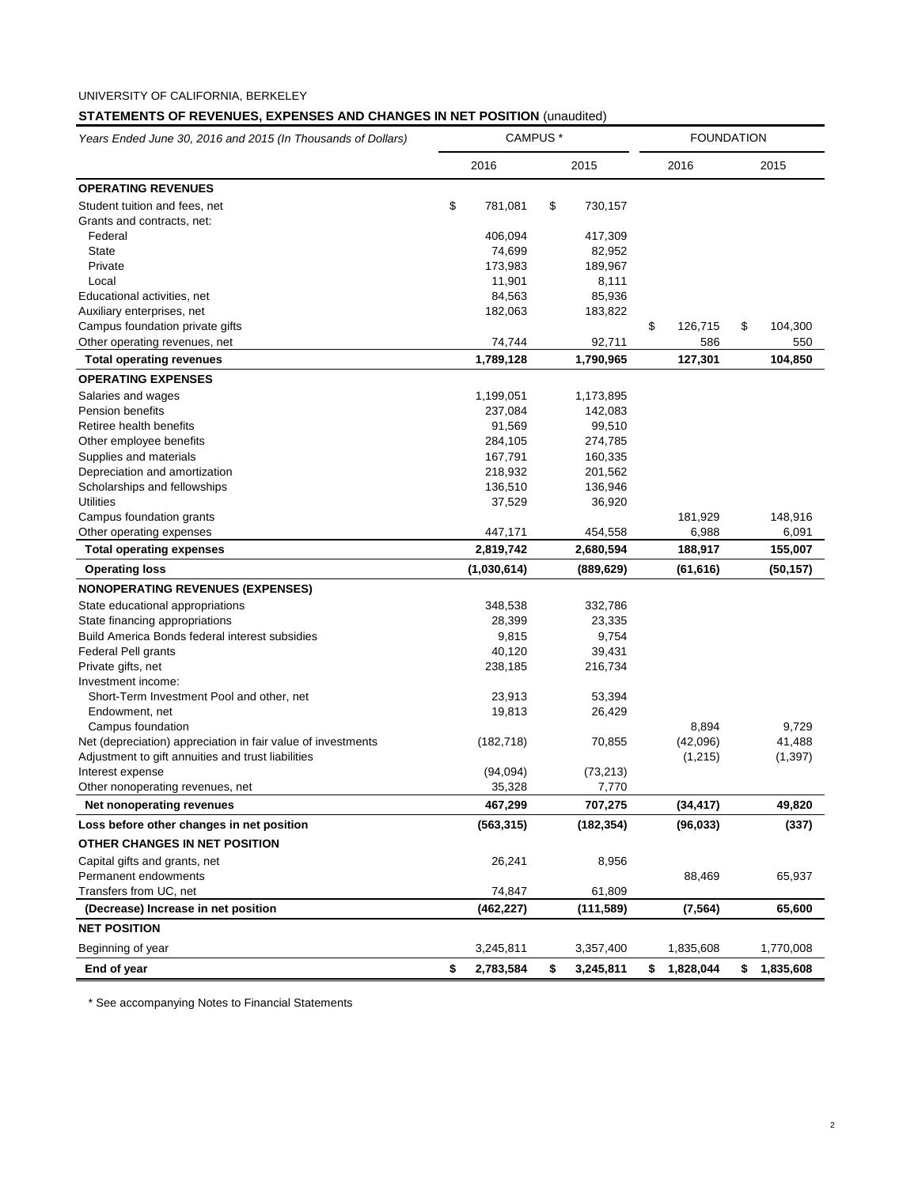UNIVERSITY OF CALIFORNIA, BERKELEY

## STATEMENTS OF REVENUES, EXPENSES AND CHANGES IN NET POSITION (unaudited)

| *Years Ended June 30, 2016 and 2015 (In Thousands of Dollars)* | CAMPUS * | | FOUNDATION | |
|---|---|---|---|---|
| | 2016 | 2015 | 2016 | 2015 |
| **OPERATING REVENUES** | | | | |
| Student tuition and fees, net | $ 781,081 | $ 730,157 | | |
| Grants and contracts, net: | | | | |
| Federal | 406,094 | 417,309 | | |
| State | 74,699 | 82,952 | | |
| Private | 173,983 | 189,967 | | |
| Local | 11,901 | 8,111 | | |
| Educational activities, net | 84,563 | 85,936 | | |
| Auxiliary enterprises, net | 182,063 | 183,822 | | |
| Campus foundation private gifts | | | $ 126,715 | $ 104,300 |
| Other operating revenues, net | 74,744 | 92,711 | 586 | 550 |
| **Total operating revenues** | **1,789,128** | **1,790,965** | **127,301** | **104,850** |
| **OPERATING EXPENSES** | | | | |
| Salaries and wages | 1,199,051 | 1,173,895 | | |
| Pension benefits | 237,084 | 142,083 | | |
| Retiree health benefits | 91,569 | 99,510 | | |
| Other employee benefits | 284,105 | 274,785 | | |
| Supplies and materials | 167,791 | 160,335 | | |
| Depreciation and amortization | 218,932 | 201,562 | | |
| Scholarships and fellowships | 136,510 | 136,946 | | |
| Utilities | 37,529 | 36,920 | | |
| Campus foundation grants | | | 181,929 | 148,916 |
| Other operating expenses | 447,171 | 454,558 | 6,988 | 6,091 |
| **Total operating expenses** | **2,819,742** | **2,680,594** | **188,917** | **155,007** |
| **Operating loss** | **(1,030,614)** | **(889,629)** | **(61,616)** | **(50,157)** |
| **NONOPERATING REVENUES (EXPENSES)** | | | | |
| State educational appropriations | 348,538 | 332,786 | | |
| State financing appropriations | 28,399 | 23,335 | | |
| Build America Bonds federal interest subsidies | 9,815 | 9,754 | | |
| Federal Pell grants | 40,120 | 39,431 | | |
| Private gifts, net | 238,185 | 216,734 | | |
| Investment income: | | | | |
| Short-Term Investment Pool and other, net | 23,913 | 53,394 | | |
| Endowment, net | 19,813 | 26,429 | | |
| Campus foundation | | | 8,894 | 9,729 |
| Net (depreciation) appreciation in fair value of investments | (182,718) | 70,855 | (42,096) | 41,488 |
| Adjustment to gift annuities and trust liabilities | | | (1,215) | (1,397) |
| Interest expense | (94,094) | (73,213) | | |
| Other nonoperating revenues, net | 35,328 | 7,770 | | |
| **Net nonoperating revenues** | **467,299** | **707,275** | **(34,417)** | **49,820** |
| **Loss before other changes in net position** | **(563,315)** | **(182,354)** | **(96,033)** | **(337)** |
| **OTHER CHANGES IN NET POSITION** | | | | |
| Capital gifts and grants, net | 26,241 | 8,956 | | |
| Permanent endowments | | | 88,469 | 65,937 |
| Transfers from UC, net | 74,847 | 61,809 | | |
| **(Decrease) Increase in net position** | **(462,227)** | **(111,589)** | **(7,564)** | **65,600** |
| **NET POSITION** | | | | |
| Beginning of year | 3,245,811 | 3,357,400 | 1,835,608 | 1,770,008 |
| **End of year** | **$ 2,783,584** | **$ 3,245,811** | **$ 1,828,044** | **$ 1,835,608** |

\* See accompanying Notes to Financial Statements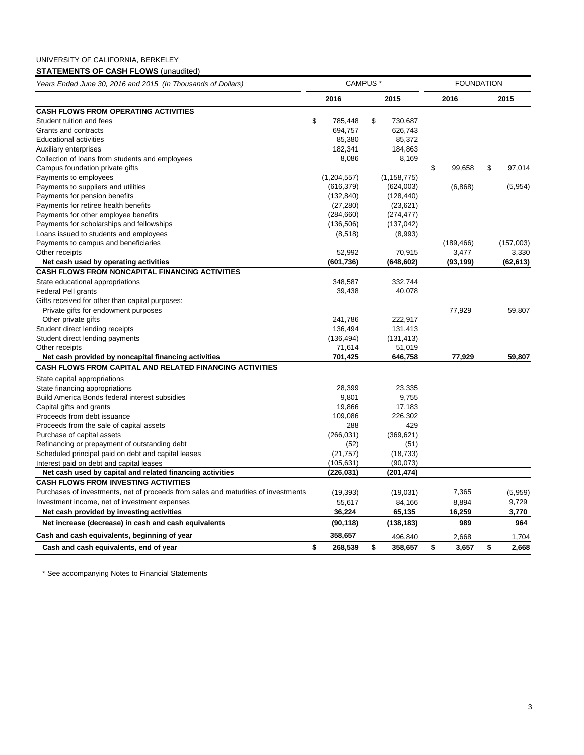UNIVERSITY OF CALIFORNIA, BERKELEY

**STATEMENTS OF CASH FLOWS** (unaudited)

| *Years Ended June 30, 2016 and 2015 (In Thousands of Dollars)* | CAMPUS * | | FOUNDATION | |
|---|---|---|---|---|
| | **2016** | **2015** | **2016** | **2015** |
| **CASH FLOWS FROM OPERATING ACTIVITIES** | | | | |
| Student tuition and fees | $ 785,448 | $ 730,687 | | |
| Grants and contracts | 694,757 | 626,743 | | |
| Educational activities | 85,380 | 85,372 | | |
| Auxiliary enterprises | 182,341 | 184,863 | | |
| Collection of loans from students and employees | 8,086 | 8,169 | | |
| Campus foundation private gifts | | | $ 99,658 | $ 97,014 |
| Payments to employees | (1,204,557) | (1,158,775) | | |
| Payments to suppliers and utilities | (616,379) | (624,003) | (6,868) | (5,954) |
| Payments for pension benefits | (132,840) | (128,440) | | |
| Payments for retiree health benefits | (27,280) | (23,621) | | |
| Payments for other employee benefits | (284,660) | (274,477) | | |
| Payments for scholarships and fellowships | (136,506) | (137,042) | | |
| Loans issued to students and employees | (8,518) | (8,993) | | |
| Payments to campus and beneficiaries | | | (189,466) | (157,003) |
| Other receipts | 52,992 | 70,915 | 3,477 | 3,330 |
| **Net cash used by operating activities** | **(601,736)** | **(648,602)** | **(93,199)** | **(62,613)** |
| **CASH FLOWS FROM NONCAPITAL FINANCING ACTIVITIES** | | | | |
| State educational appropriations | 348,587 | 332,744 | | |
| Federal Pell grants | 39,438 | 40,078 | | |
| Gifts received for other than capital purposes: | | | | |
| Private gifts for endowment purposes | | | 77,929 | 59,807 |
| Other private gifts | 241,786 | 222,917 | | |
| Student direct lending receipts | 136,494 | 131,413 | | |
| Student direct lending payments | (136,494) | (131,413) | | |
| Other receipts | 71,614 | 51,019 | | |
| **Net cash provided by noncapital financing activities** | **701,425** | **646,758** | **77,929** | **59,807** |
| **CASH FLOWS FROM CAPITAL AND RELATED FINANCING ACTIVITIES** | | | | |
| State capital appropriations | | | | |
| State financing appropriations | 28,399 | 23,335 | | |
| Build America Bonds federal interest subsidies | 9,801 | 9,755 | | |
| Capital gifts and grants | 19,866 | 17,183 | | |
| Proceeds from debt issuance | 109,086 | 226,302 | | |
| Proceeds from the sale of capital assets | 288 | 429 | | |
| Purchase of capital assets | (266,031) | (369,621) | | |
| Refinancing or prepayment of outstanding debt | (52) | (51) | | |
| Scheduled principal paid on debt and capital leases | (21,757) | (18,733) | | |
| Interest paid on debt and capital leases | (105,631) | (90,073) | | |
| **Net cash used by capital and related financing activities** | **(226,031)** | **(201,474)** | | |
| **CASH FLOWS FROM INVESTING ACTIVITIES** | | | | |
| Purchases of investments, net of proceeds from sales and maturities of investments | (19,393) | (19,031) | 7,365 | (5,959) |
| Investment income, net of investment expenses | 55,617 | 84,166 | 8,894 | 9,729 |
| **Net cash provided by investing activities** | **36,224** | **65,135** | **16,259** | **3,770** |
| **Net increase (decrease) in cash and cash equivalents** | **(90,118)** | **(138,183)** | **989** | **964** |
| **Cash and cash equivalents, beginning of year** | **358,657** | 496,840 | 2,668 | 1,704 |
| **Cash and cash equivalents, end of year** | **$ 268,539** | **$ 358,657** | **$ 3,657** | **$ 2,668** |

\* See accompanying Notes to Financial Statements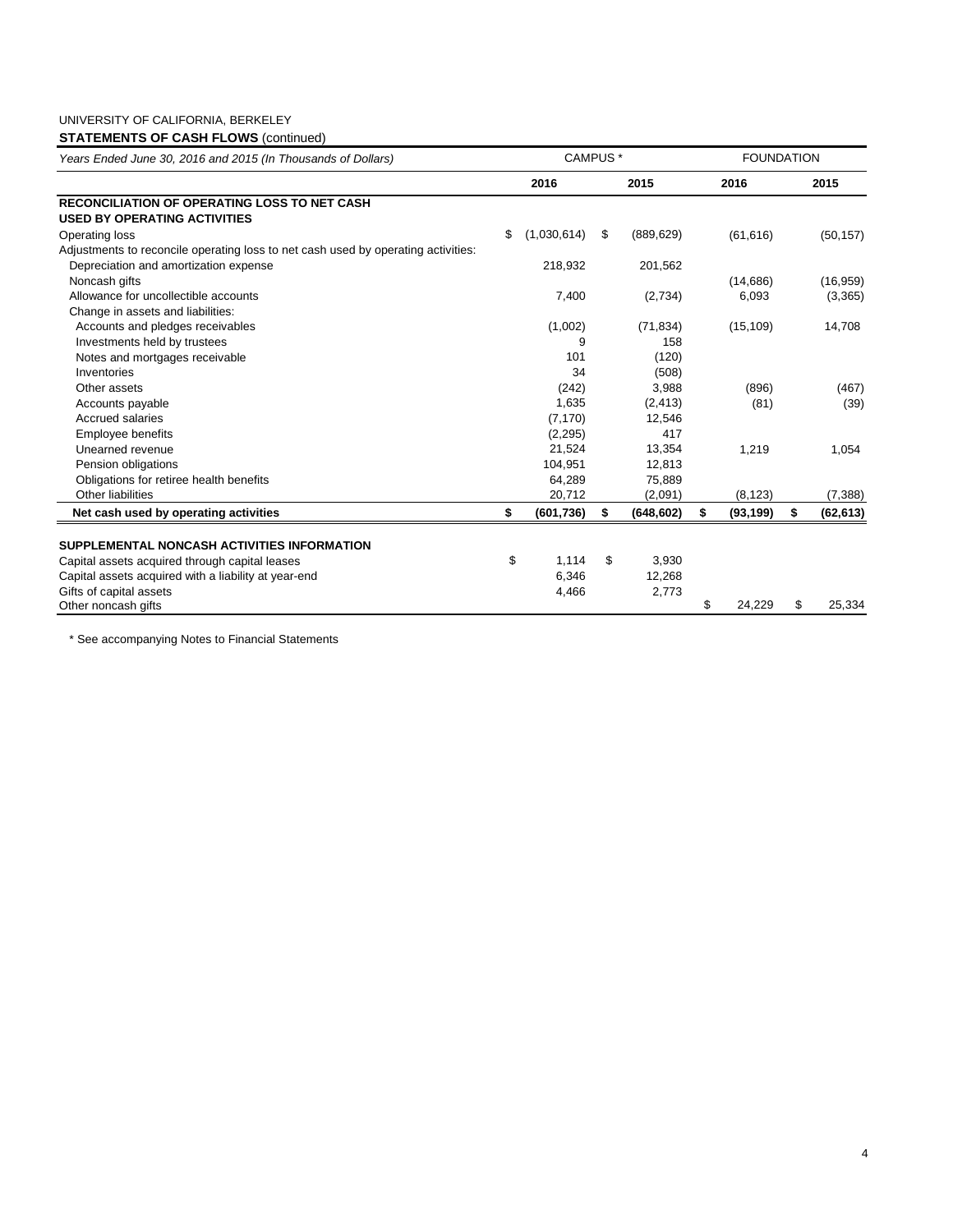UNIVERSITY OF CALIFORNIA, BERKELEY

**STATEMENTS OF CASH FLOWS** (continued)

| *Years Ended June 30, 2016 and 2015 (In Thousands of Dollars)* | CAMPUS * | | FOUNDATION | |
|---|---|---|---|---|
| | **2016** | **2015** | **2016** | **2015** |
| **RECONCILIATION OF OPERATING LOSS TO NET CASH USED BY OPERATING ACTIVITIES** | | | | |
| Operating loss | $ (1,030,614) | $ (889,629) | (61,616) | (50,157) |
| Adjustments to reconcile operating loss to net cash used by operating activities: | | | | |
| Depreciation and amortization expense | 218,932 | 201,562 | | |
| Noncash gifts | | | (14,686) | (16,959) |
| Allowance for uncollectible accounts | 7,400 | (2,734) | 6,093 | (3,365) |
| Change in assets and liabilities: | | | | |
| Accounts and pledges receivables | (1,002) | (71,834) | (15,109) | 14,708 |
| Investments held by trustees | 9 | 158 | | |
| Notes and mortgages receivable | 101 | (120) | | |
| Inventories | 34 | (508) | | |
| Other assets | (242) | 3,988 | (896) | (467) |
| Accounts payable | 1,635 | (2,413) | (81) | (39) |
| Accrued salaries | (7,170) | 12,546 | | |
| Employee benefits | (2,295) | 417 | | |
| Unearned revenue | 21,524 | 13,354 | 1,219 | 1,054 |
| Pension obligations | 104,951 | 12,813 | | |
| Obligations for retiree health benefits | 64,289 | 75,889 | | |
| Other liabilities | 20,712 | (2,091) | (8,123) | (7,388) |
| **Net cash used by operating activities** | **$ (601,736)** | **$ (648,602)** | **$ (93,199)** | **$ (62,613)** |
| | | | | |
| **SUPPLEMENTAL NONCASH ACTIVITIES INFORMATION** | | | | |
| Capital assets acquired through capital leases | $ 1,114 | $ 3,930 | | |
| Capital assets acquired with a liability at year-end | 6,346 | 12,268 | | |
| Gifts of capital assets | 4,466 | 2,773 | | |
| Other noncash gifts | | | $ 24,229 | $ 25,334 |

\* See accompanying Notes to Financial Statements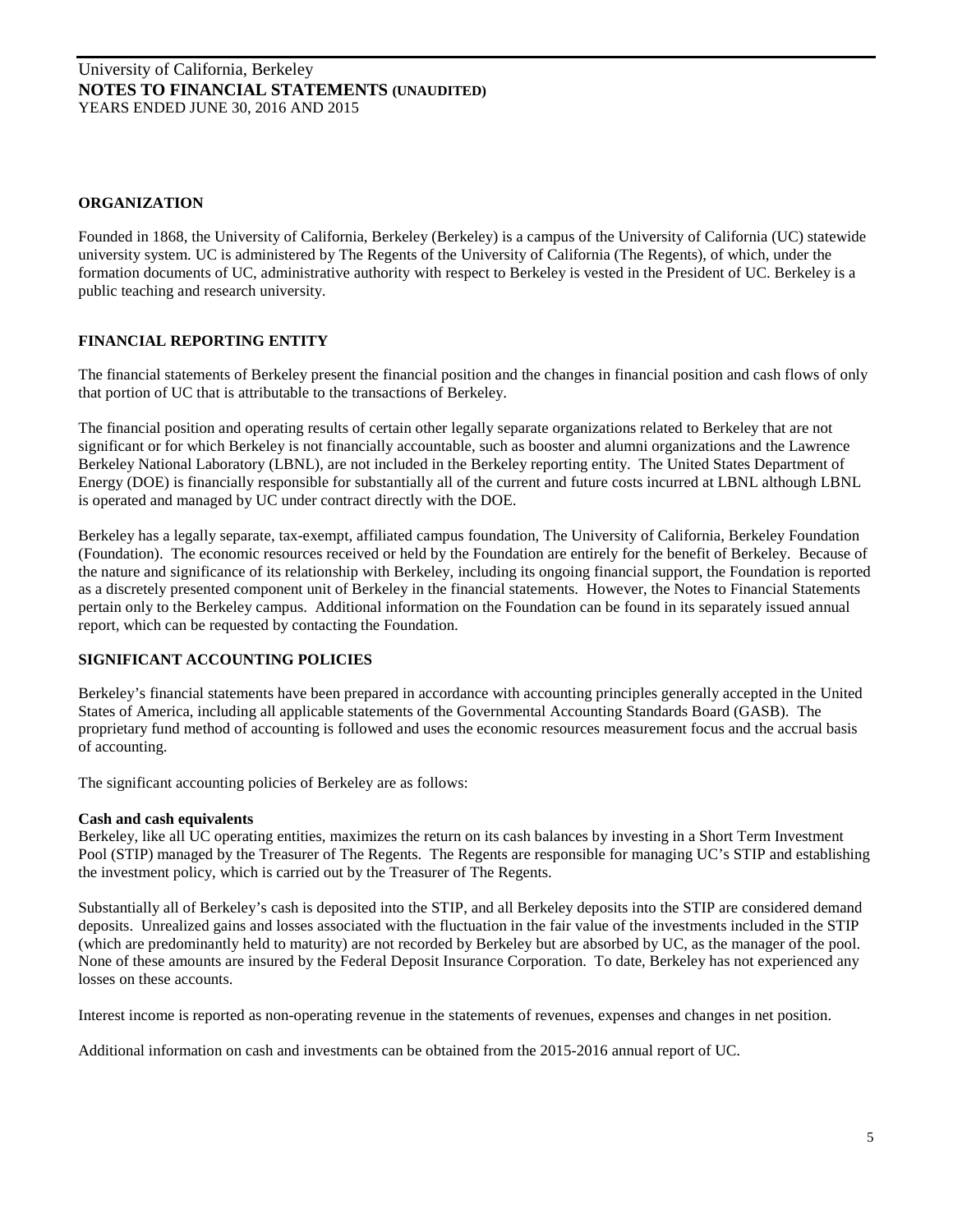## ORGANIZATION

Founded in 1868, the University of California, Berkeley (Berkeley) is a campus of the University of California (UC) statewide university system. UC is administered by The Regents of the University of California (The Regents), of which, under the formation documents of UC, administrative authority with respect to Berkeley is vested in the President of UC. Berkeley is a public teaching and research university.

## FINANCIAL REPORTING ENTITY

The financial statements of Berkeley present the financial position and the changes in financial position and cash flows of only that portion of UC that is attributable to the transactions of Berkeley.

The financial position and operating results of certain other legally separate organizations related to Berkeley that are not significant or for which Berkeley is not financially accountable, such as booster and alumni organizations and the Lawrence Berkeley National Laboratory (LBNL), are not included in the Berkeley reporting entity. The United States Department of Energy (DOE) is financially responsible for substantially all of the current and future costs incurred at LBNL although LBNL is operated and managed by UC under contract directly with the DOE.

Berkeley has a legally separate, tax-exempt, affiliated campus foundation, The University of California, Berkeley Foundation (Foundation). The economic resources received or held by the Foundation are entirely for the benefit of Berkeley. Because of the nature and significance of its relationship with Berkeley, including its ongoing financial support, the Foundation is reported as a discretely presented component unit of Berkeley in the financial statements. However, the Notes to Financial Statements pertain only to the Berkeley campus. Additional information on the Foundation can be found in its separately issued annual report, which can be requested by contacting the Foundation.

## SIGNIFICANT ACCOUNTING POLICIES

Berkeley's financial statements have been prepared in accordance with accounting principles generally accepted in the United States of America, including all applicable statements of the Governmental Accounting Standards Board (GASB). The proprietary fund method of accounting is followed and uses the economic resources measurement focus and the accrual basis of accounting.

The significant accounting policies of Berkeley are as follows:

### Cash and cash equivalents

Berkeley, like all UC operating entities, maximizes the return on its cash balances by investing in a Short Term Investment Pool (STIP) managed by the Treasurer of The Regents. The Regents are responsible for managing UC's STIP and establishing the investment policy, which is carried out by the Treasurer of The Regents.

Substantially all of Berkeley's cash is deposited into the STIP, and all Berkeley deposits into the STIP are considered demand deposits. Unrealized gains and losses associated with the fluctuation in the fair value of the investments included in the STIP (which are predominantly held to maturity) are not recorded by Berkeley but are absorbed by UC, as the manager of the pool. None of these amounts are insured by the Federal Deposit Insurance Corporation. To date, Berkeley has not experienced any losses on these accounts.

Interest income is reported as non-operating revenue in the statements of revenues, expenses and changes in net position.

Additional information on cash and investments can be obtained from the 2015-2016 annual report of UC.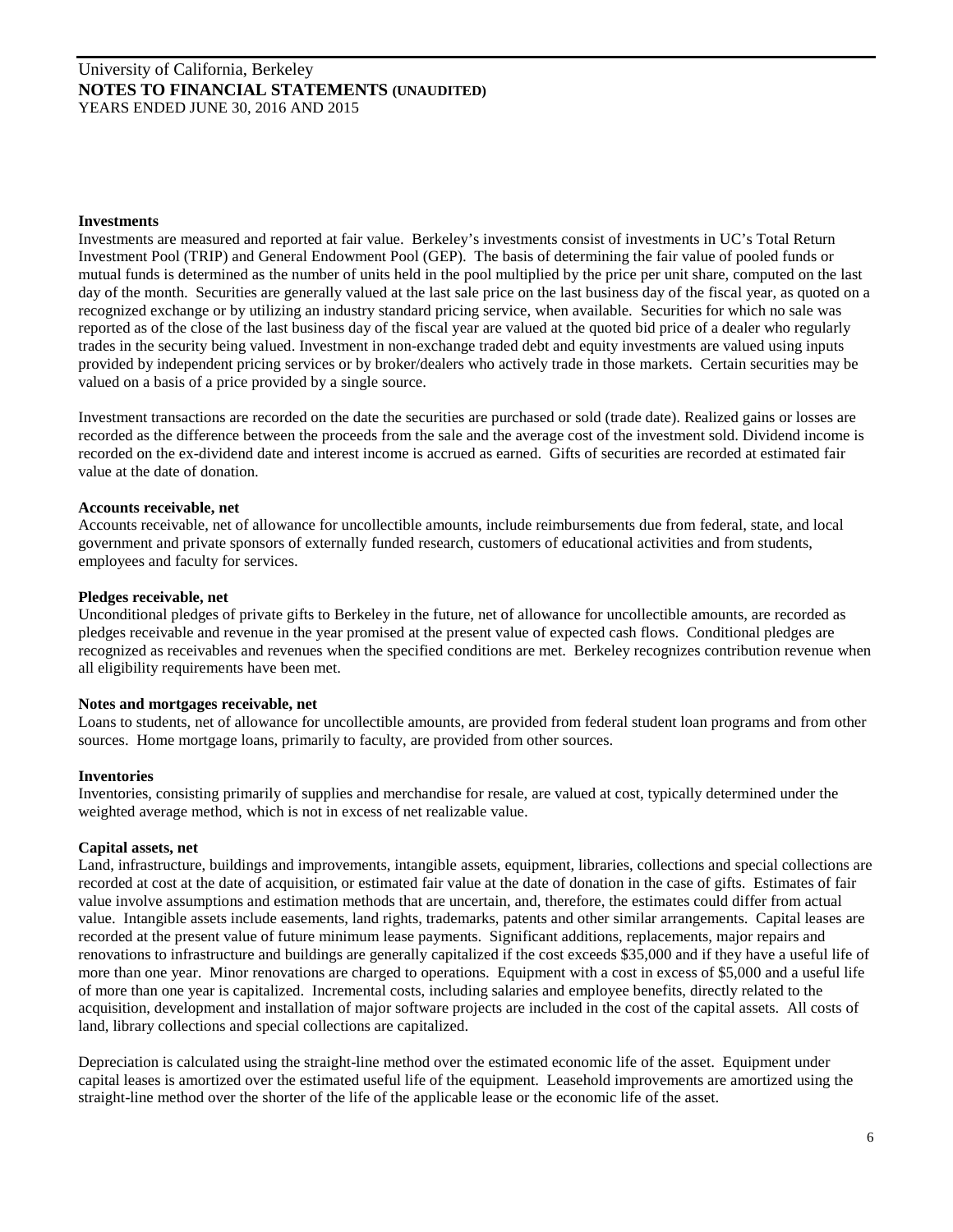**Investments**

Investments are measured and reported at fair value. Berkeley's investments consist of investments in UC's Total Return Investment Pool (TRIP) and General Endowment Pool (GEP). The basis of determining the fair value of pooled funds or mutual funds is determined as the number of units held in the pool multiplied by the price per unit share, computed on the last day of the month. Securities are generally valued at the last sale price on the last business day of the fiscal year, as quoted on a recognized exchange or by utilizing an industry standard pricing service, when available. Securities for which no sale was reported as of the close of the last business day of the fiscal year are valued at the quoted bid price of a dealer who regularly trades in the security being valued. Investment in non-exchange traded debt and equity investments are valued using inputs provided by independent pricing services or by broker/dealers who actively trade in those markets. Certain securities may be valued on a basis of a price provided by a single source.

Investment transactions are recorded on the date the securities are purchased or sold (trade date). Realized gains or losses are recorded as the difference between the proceeds from the sale and the average cost of the investment sold. Dividend income is recorded on the ex-dividend date and interest income is accrued as earned. Gifts of securities are recorded at estimated fair value at the date of donation.

**Accounts receivable, net**

Accounts receivable, net of allowance for uncollectible amounts, include reimbursements due from federal, state, and local government and private sponsors of externally funded research, customers of educational activities and from students, employees and faculty for services.

**Pledges receivable, net**

Unconditional pledges of private gifts to Berkeley in the future, net of allowance for uncollectible amounts, are recorded as pledges receivable and revenue in the year promised at the present value of expected cash flows. Conditional pledges are recognized as receivables and revenues when the specified conditions are met. Berkeley recognizes contribution revenue when all eligibility requirements have been met.

**Notes and mortgages receivable, net**

Loans to students, net of allowance for uncollectible amounts, are provided from federal student loan programs and from other sources. Home mortgage loans, primarily to faculty, are provided from other sources.

**Inventories**

Inventories, consisting primarily of supplies and merchandise for resale, are valued at cost, typically determined under the weighted average method, which is not in excess of net realizable value.

**Capital assets, net**

Land, infrastructure, buildings and improvements, intangible assets, equipment, libraries, collections and special collections are recorded at cost at the date of acquisition, or estimated fair value at the date of donation in the case of gifts. Estimates of fair value involve assumptions and estimation methods that are uncertain, and, therefore, the estimates could differ from actual value. Intangible assets include easements, land rights, trademarks, patents and other similar arrangements. Capital leases are recorded at the present value of future minimum lease payments. Significant additions, replacements, major repairs and renovations to infrastructure and buildings are generally capitalized if the cost exceeds $35,000 and if they have a useful life of more than one year. Minor renovations are charged to operations. Equipment with a cost in excess of $5,000 and a useful life of more than one year is capitalized. Incremental costs, including salaries and employee benefits, directly related to the acquisition, development and installation of major software projects are included in the cost of the capital assets. All costs of land, library collections and special collections are capitalized.

Depreciation is calculated using the straight-line method over the estimated economic life of the asset. Equipment under capital leases is amortized over the estimated useful life of the equipment. Leasehold improvements are amortized using the straight-line method over the shorter of the life of the applicable lease or the economic life of the asset.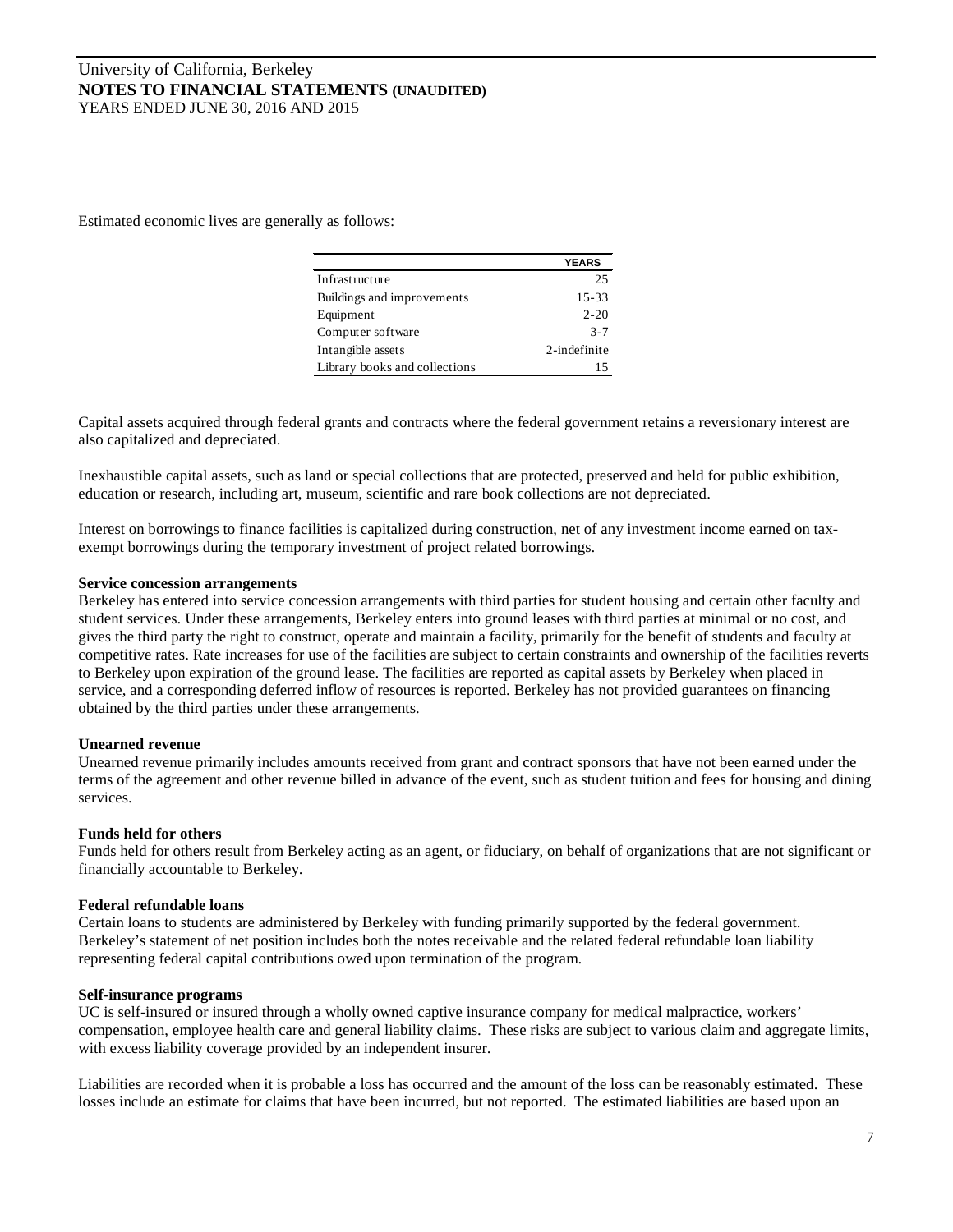Estimated economic lives are generally as follows:

| | YEARS |
|---|---|
| Infrastructure | 25 |
| Buildings and improvements | 15-33 |
| Equipment | 2-20 |
| Computer software | 3-7 |
| Intangible assets | 2-indefinite |
| Library books and collections | 15 |

Capital assets acquired through federal grants and contracts where the federal government retains a reversionary interest are also capitalized and depreciated.

Inexhaustible capital assets, such as land or special collections that are protected, preserved and held for public exhibition, education or research, including art, museum, scientific and rare book collections are not depreciated.

Interest on borrowings to finance facilities is capitalized during construction, net of any investment income earned on tax-exempt borrowings during the temporary investment of project related borrowings.

**Service concession arrangements**
Berkeley has entered into service concession arrangements with third parties for student housing and certain other faculty and student services. Under these arrangements, Berkeley enters into ground leases with third parties at minimal or no cost, and gives the third party the right to construct, operate and maintain a facility, primarily for the benefit of students and faculty at competitive rates. Rate increases for use of the facilities are subject to certain constraints and ownership of the facilities reverts to Berkeley upon expiration of the ground lease. The facilities are reported as capital assets by Berkeley when placed in service, and a corresponding deferred inflow of resources is reported. Berkeley has not provided guarantees on financing obtained by the third parties under these arrangements.

**Unearned revenue**
Unearned revenue primarily includes amounts received from grant and contract sponsors that have not been earned under the terms of the agreement and other revenue billed in advance of the event, such as student tuition and fees for housing and dining services.

**Funds held for others**
Funds held for others result from Berkeley acting as an agent, or fiduciary, on behalf of organizations that are not significant or financially accountable to Berkeley.

**Federal refundable loans**
Certain loans to students are administered by Berkeley with funding primarily supported by the federal government. Berkeley's statement of net position includes both the notes receivable and the related federal refundable loan liability representing federal capital contributions owed upon termination of the program.

**Self-insurance programs**
UC is self-insured or insured through a wholly owned captive insurance company for medical malpractice, workers' compensation, employee health care and general liability claims. These risks are subject to various claim and aggregate limits, with excess liability coverage provided by an independent insurer.

Liabilities are recorded when it is probable a loss has occurred and the amount of the loss can be reasonably estimated. These losses include an estimate for claims that have been incurred, but not reported. The estimated liabilities are based upon an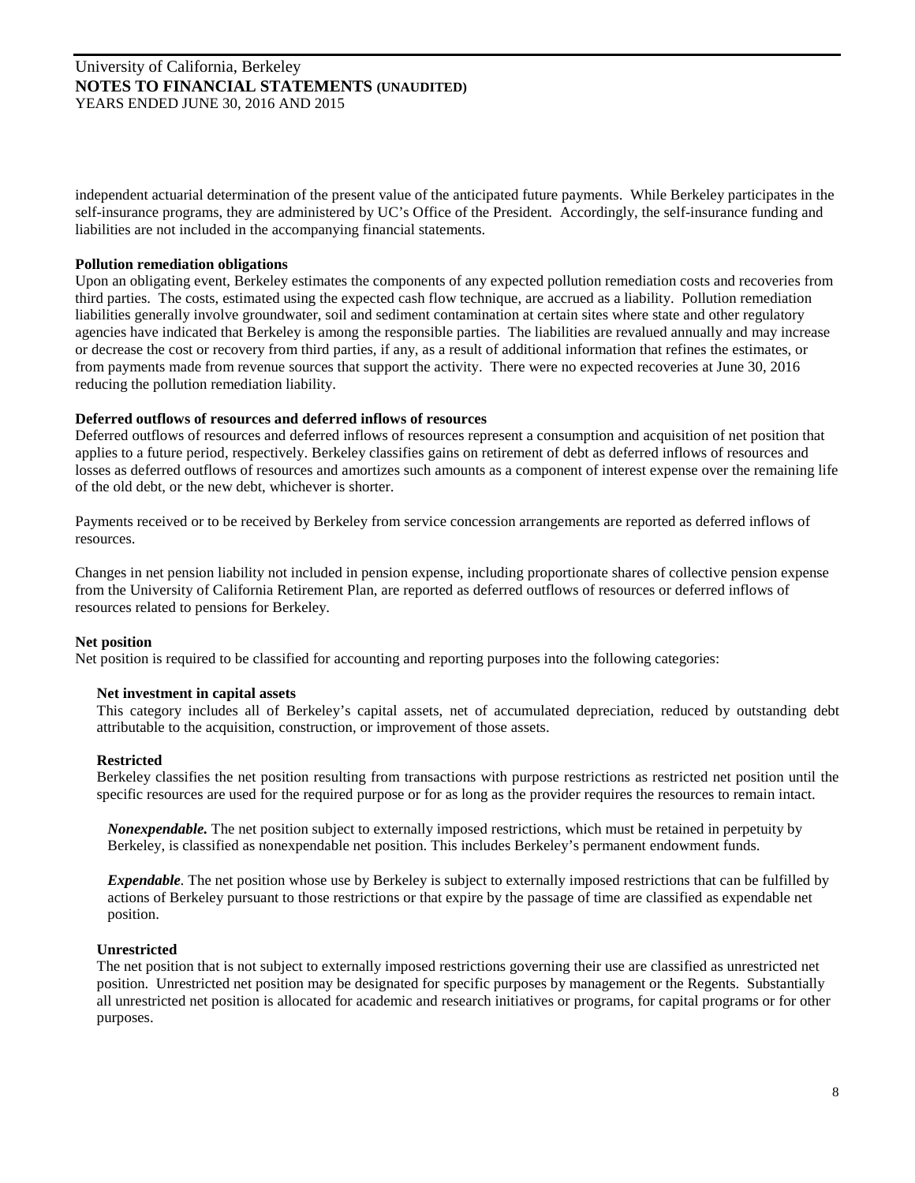independent actuarial determination of the present value of the anticipated future payments. While Berkeley participates in the self-insurance programs, they are administered by UC's Office of the President. Accordingly, the self-insurance funding and liabilities are not included in the accompanying financial statements.

**Pollution remediation obligations**

Upon an obligating event, Berkeley estimates the components of any expected pollution remediation costs and recoveries from third parties. The costs, estimated using the expected cash flow technique, are accrued as a liability. Pollution remediation liabilities generally involve groundwater, soil and sediment contamination at certain sites where state and other regulatory agencies have indicated that Berkeley is among the responsible parties. The liabilities are revalued annually and may increase or decrease the cost or recovery from third parties, if any, as a result of additional information that refines the estimates, or from payments made from revenue sources that support the activity. There were no expected recoveries at June 30, 2016 reducing the pollution remediation liability.

**Deferred outflows of resources and deferred inflows of resources**

Deferred outflows of resources and deferred inflows of resources represent a consumption and acquisition of net position that applies to a future period, respectively. Berkeley classifies gains on retirement of debt as deferred inflows of resources and losses as deferred outflows of resources and amortizes such amounts as a component of interest expense over the remaining life of the old debt, or the new debt, whichever is shorter.

Payments received or to be received by Berkeley from service concession arrangements are reported as deferred inflows of resources.

Changes in net pension liability not included in pension expense, including proportionate shares of collective pension expense from the University of California Retirement Plan, are reported as deferred outflows of resources or deferred inflows of resources related to pensions for Berkeley.

**Net position**

Net position is required to be classified for accounting and reporting purposes into the following categories:

**Net investment in capital assets**

This category includes all of Berkeley's capital assets, net of accumulated depreciation, reduced by outstanding debt attributable to the acquisition, construction, or improvement of those assets.

**Restricted**

Berkeley classifies the net position resulting from transactions with purpose restrictions as restricted net position until the specific resources are used for the required purpose or for as long as the provider requires the resources to remain intact.

***Nonexpendable.*** The net position subject to externally imposed restrictions, which must be retained in perpetuity by Berkeley, is classified as nonexpendable net position. This includes Berkeley's permanent endowment funds.

***Expendable***. The net position whose use by Berkeley is subject to externally imposed restrictions that can be fulfilled by actions of Berkeley pursuant to those restrictions or that expire by the passage of time are classified as expendable net position.

**Unrestricted**

The net position that is not subject to externally imposed restrictions governing their use are classified as unrestricted net position. Unrestricted net position may be designated for specific purposes by management or the Regents. Substantially all unrestricted net position is allocated for academic and research initiatives or programs, for capital programs or for other purposes.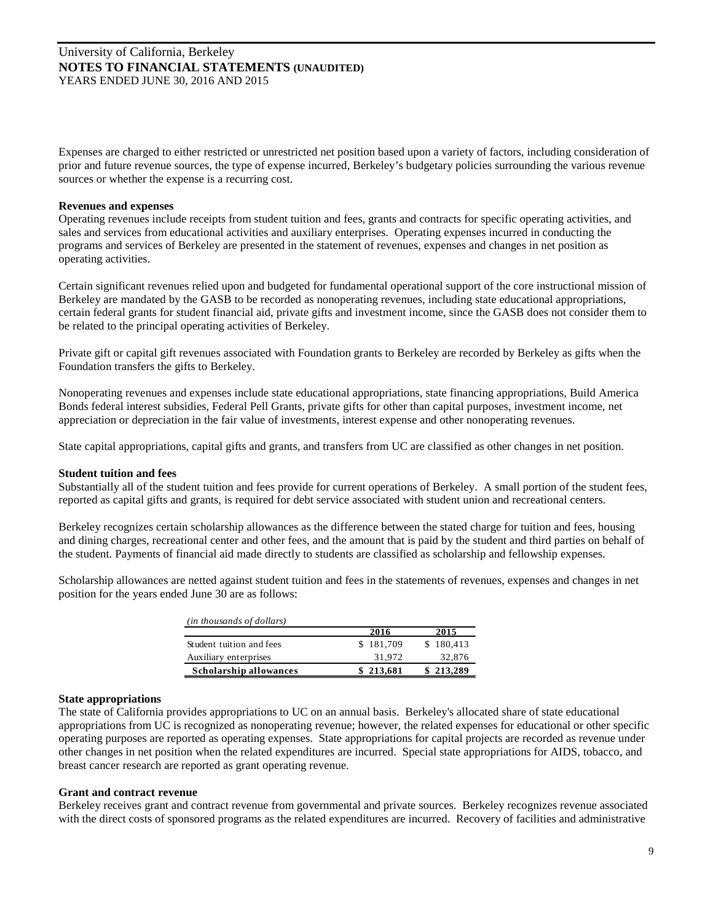Expenses are charged to either restricted or unrestricted net position based upon a variety of factors, including consideration of prior and future revenue sources, the type of expense incurred, Berkeley's budgetary policies surrounding the various revenue sources or whether the expense is a recurring cost.

**Revenues and expenses**

Operating revenues include receipts from student tuition and fees, grants and contracts for specific operating activities, and sales and services from educational activities and auxiliary enterprises. Operating expenses incurred in conducting the programs and services of Berkeley are presented in the statement of revenues, expenses and changes in net position as operating activities.

Certain significant revenues relied upon and budgeted for fundamental operational support of the core instructional mission of Berkeley are mandated by the GASB to be recorded as nonoperating revenues, including state educational appropriations, certain federal grants for student financial aid, private gifts and investment income, since the GASB does not consider them to be related to the principal operating activities of Berkeley.

Private gift or capital gift revenues associated with Foundation grants to Berkeley are recorded by Berkeley as gifts when the Foundation transfers the gifts to Berkeley.

Nonoperating revenues and expenses include state educational appropriations, state financing appropriations, Build America Bonds federal interest subsidies, Federal Pell Grants, private gifts for other than capital purposes, investment income, net appreciation or depreciation in the fair value of investments, interest expense and other nonoperating revenues.

State capital appropriations, capital gifts and grants, and transfers from UC are classified as other changes in net position.

**Student tuition and fees**

Substantially all of the student tuition and fees provide for current operations of Berkeley. A small portion of the student fees, reported as capital gifts and grants, is required for debt service associated with student union and recreational centers.

Berkeley recognizes certain scholarship allowances as the difference between the stated charge for tuition and fees, housing and dining charges, recreational center and other fees, and the amount that is paid by the student and third parties on behalf of the student. Payments of financial aid made directly to students are classified as scholarship and fellowship expenses.

Scholarship allowances are netted against student tuition and fees in the statements of revenues, expenses and changes in net position for the years ended June 30 are as follows:

*(in thousands of dollars)*

| | 2016 | 2015 |
|---|---|---|
| Student tuition and fees | $ 181,709 | $ 180,413 |
| Auxiliary enterprises | 31,972 | 32,876 |
| **Scholarship allowances** | **$ 213,681** | **$ 213,289** |

**State appropriations**

The state of California provides appropriations to UC on an annual basis. Berkeley's allocated share of state educational appropriations from UC is recognized as nonoperating revenue; however, the related expenses for educational or other specific operating purposes are reported as operating expenses. State appropriations for capital projects are recorded as revenue under other changes in net position when the related expenditures are incurred. Special state appropriations for AIDS, tobacco, and breast cancer research are reported as grant operating revenue.

**Grant and contract revenue**

Berkeley receives grant and contract revenue from governmental and private sources. Berkeley recognizes revenue associated with the direct costs of sponsored programs as the related expenditures are incurred. Recovery of facilities and administrative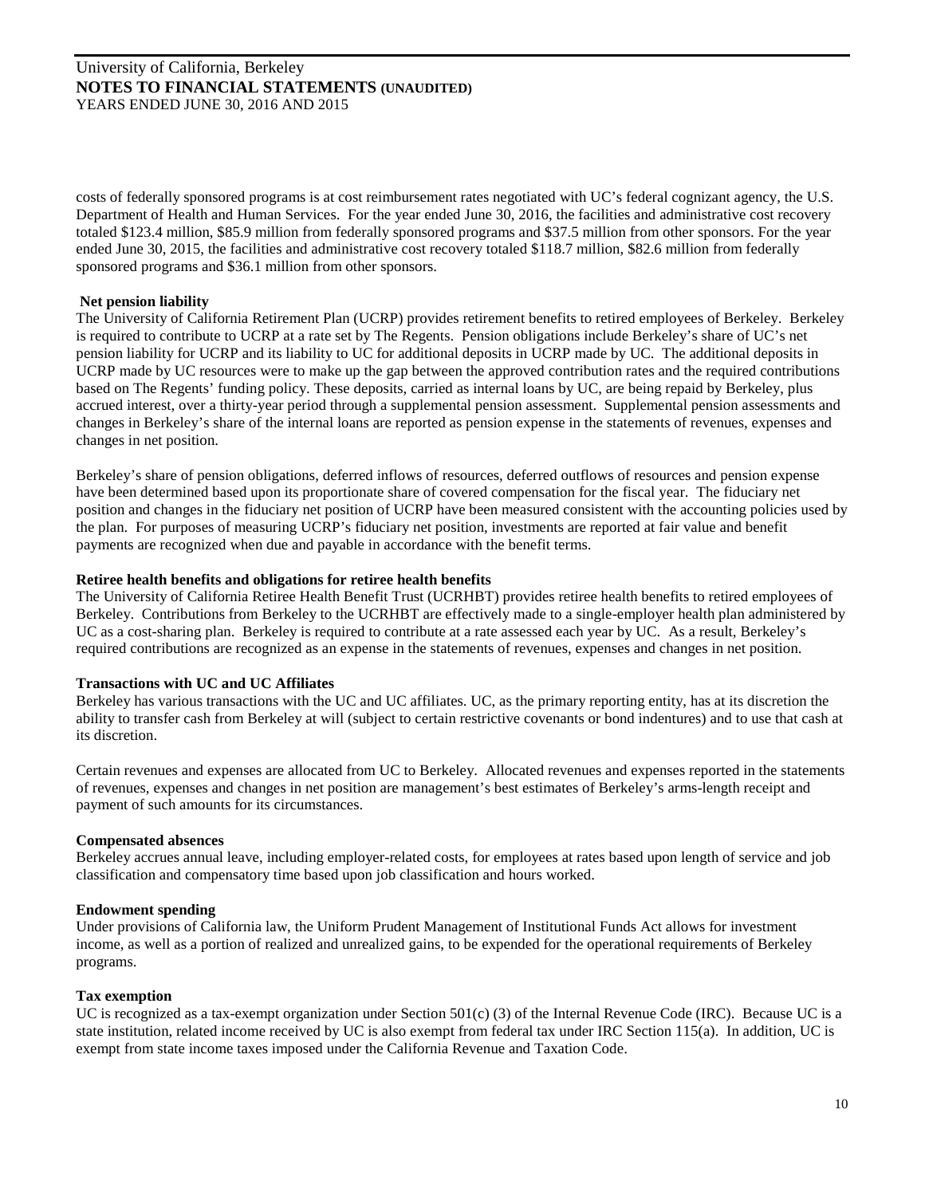costs of federally sponsored programs is at cost reimbursement rates negotiated with UC's federal cognizant agency, the U.S. Department of Health and Human Services. For the year ended June 30, 2016, the facilities and administrative cost recovery totaled $123.4 million, $85.9 million from federally sponsored programs and $37.5 million from other sponsors. For the year ended June 30, 2015, the facilities and administrative cost recovery totaled $118.7 million, $82.6 million from federally sponsored programs and $36.1 million from other sponsors.

**Net pension liability**

The University of California Retirement Plan (UCRP) provides retirement benefits to retired employees of Berkeley. Berkeley is required to contribute to UCRP at a rate set by The Regents. Pension obligations include Berkeley's share of UC's net pension liability for UCRP and its liability to UC for additional deposits in UCRP made by UC. The additional deposits in UCRP made by UC resources were to make up the gap between the approved contribution rates and the required contributions based on The Regents' funding policy. These deposits, carried as internal loans by UC, are being repaid by Berkeley, plus accrued interest, over a thirty-year period through a supplemental pension assessment. Supplemental pension assessments and changes in Berkeley's share of the internal loans are reported as pension expense in the statements of revenues, expenses and changes in net position.

Berkeley's share of pension obligations, deferred inflows of resources, deferred outflows of resources and pension expense have been determined based upon its proportionate share of covered compensation for the fiscal year. The fiduciary net position and changes in the fiduciary net position of UCRP have been measured consistent with the accounting policies used by the plan. For purposes of measuring UCRP's fiduciary net position, investments are reported at fair value and benefit payments are recognized when due and payable in accordance with the benefit terms.

**Retiree health benefits and obligations for retiree health benefits**

The University of California Retiree Health Benefit Trust (UCRHBT) provides retiree health benefits to retired employees of Berkeley. Contributions from Berkeley to the UCRHBT are effectively made to a single-employer health plan administered by UC as a cost-sharing plan. Berkeley is required to contribute at a rate assessed each year by UC. As a result, Berkeley's required contributions are recognized as an expense in the statements of revenues, expenses and changes in net position.

**Transactions with UC and UC Affiliates**

Berkeley has various transactions with the UC and UC affiliates. UC, as the primary reporting entity, has at its discretion the ability to transfer cash from Berkeley at will (subject to certain restrictive covenants or bond indentures) and to use that cash at its discretion.

Certain revenues and expenses are allocated from UC to Berkeley. Allocated revenues and expenses reported in the statements of revenues, expenses and changes in net position are management's best estimates of Berkeley's arms-length receipt and payment of such amounts for its circumstances.

**Compensated absences**

Berkeley accrues annual leave, including employer-related costs, for employees at rates based upon length of service and job classification and compensatory time based upon job classification and hours worked.

**Endowment spending**

Under provisions of California law, the Uniform Prudent Management of Institutional Funds Act allows for investment income, as well as a portion of realized and unrealized gains, to be expended for the operational requirements of Berkeley programs.

**Tax exemption**

UC is recognized as a tax-exempt organization under Section 501(c) (3) of the Internal Revenue Code (IRC). Because UC is a state institution, related income received by UC is also exempt from federal tax under IRC Section 115(a). In addition, UC is exempt from state income taxes imposed under the California Revenue and Taxation Code.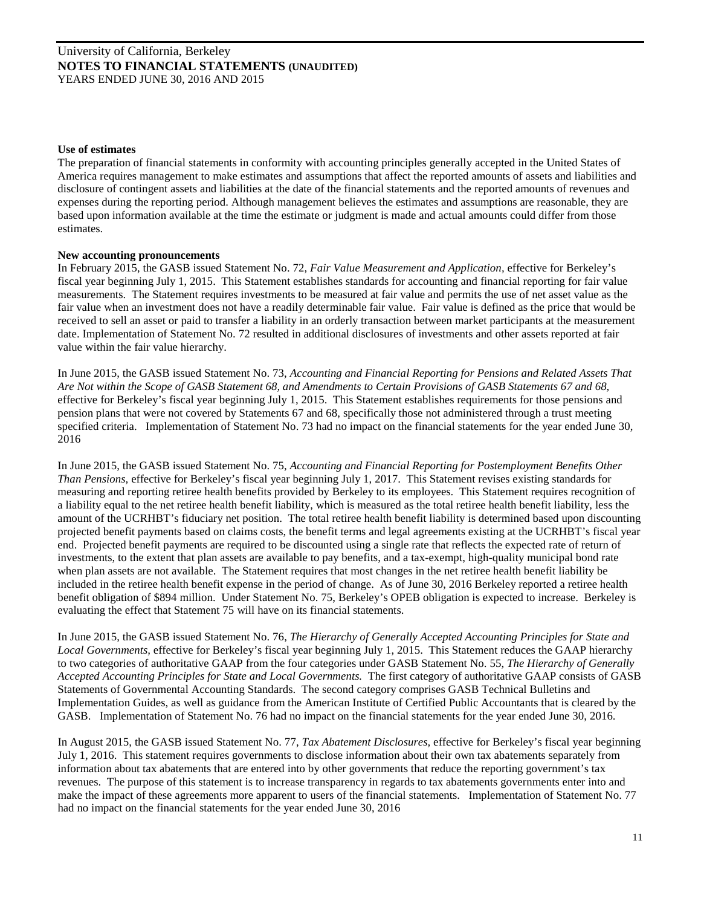### Use of estimates

The preparation of financial statements in conformity with accounting principles generally accepted in the United States of America requires management to make estimates and assumptions that affect the reported amounts of assets and liabilities and disclosure of contingent assets and liabilities at the date of the financial statements and the reported amounts of revenues and expenses during the reporting period. Although management believes the estimates and assumptions are reasonable, they are based upon information available at the time the estimate or judgment is made and actual amounts could differ from those estimates.

### New accounting pronouncements

In February 2015, the GASB issued Statement No. 72, *Fair Value Measurement and Application,* effective for Berkeley's fiscal year beginning July 1, 2015. This Statement establishes standards for accounting and financial reporting for fair value measurements. The Statement requires investments to be measured at fair value and permits the use of net asset value as the fair value when an investment does not have a readily determinable fair value. Fair value is defined as the price that would be received to sell an asset or paid to transfer a liability in an orderly transaction between market participants at the measurement date. Implementation of Statement No. 72 resulted in additional disclosures of investments and other assets reported at fair value within the fair value hierarchy.

In June 2015, the GASB issued Statement No. 73, *Accounting and Financial Reporting for Pensions and Related Assets That Are Not within the Scope of GASB Statement 68, and Amendments to Certain Provisions of GASB Statements 67 and 68,* effective for Berkeley's fiscal year beginning July 1, 2015. This Statement establishes requirements for those pensions and pension plans that were not covered by Statements 67 and 68, specifically those not administered through a trust meeting specified criteria. Implementation of Statement No. 73 had no impact on the financial statements for the year ended June 30, 2016

In June 2015, the GASB issued Statement No. 75, *Accounting and Financial Reporting for Postemployment Benefits Other Than Pensions,* effective for Berkeley's fiscal year beginning July 1, 2017. This Statement revises existing standards for measuring and reporting retiree health benefits provided by Berkeley to its employees. This Statement requires recognition of a liability equal to the net retiree health benefit liability, which is measured as the total retiree health benefit liability, less the amount of the UCRHBT's fiduciary net position. The total retiree health benefit liability is determined based upon discounting projected benefit payments based on claims costs, the benefit terms and legal agreements existing at the UCRHBT's fiscal year end. Projected benefit payments are required to be discounted using a single rate that reflects the expected rate of return of investments, to the extent that plan assets are available to pay benefits, and a tax-exempt, high-quality municipal bond rate when plan assets are not available. The Statement requires that most changes in the net retiree health benefit liability be included in the retiree health benefit expense in the period of change. As of June 30, 2016 Berkeley reported a retiree health benefit obligation of $894 million. Under Statement No. 75, Berkeley's OPEB obligation is expected to increase. Berkeley is evaluating the effect that Statement 75 will have on its financial statements.

In June 2015, the GASB issued Statement No. 76, *The Hierarchy of Generally Accepted Accounting Principles for State and Local Governments,* effective for Berkeley's fiscal year beginning July 1, 2015. This Statement reduces the GAAP hierarchy to two categories of authoritative GAAP from the four categories under GASB Statement No. 55, *The Hierarchy of Generally Accepted Accounting Principles for State and Local Governments.* The first category of authoritative GAAP consists of GASB Statements of Governmental Accounting Standards. The second category comprises GASB Technical Bulletins and Implementation Guides, as well as guidance from the American Institute of Certified Public Accountants that is cleared by the GASB. Implementation of Statement No. 76 had no impact on the financial statements for the year ended June 30, 2016.

In August 2015, the GASB issued Statement No. 77, *Tax Abatement Disclosures,* effective for Berkeley's fiscal year beginning July 1, 2016. This statement requires governments to disclose information about their own tax abatements separately from information about tax abatements that are entered into by other governments that reduce the reporting government's tax revenues. The purpose of this statement is to increase transparency in regards to tax abatements governments enter into and make the impact of these agreements more apparent to users of the financial statements. Implementation of Statement No. 77 had no impact on the financial statements for the year ended June 30, 2016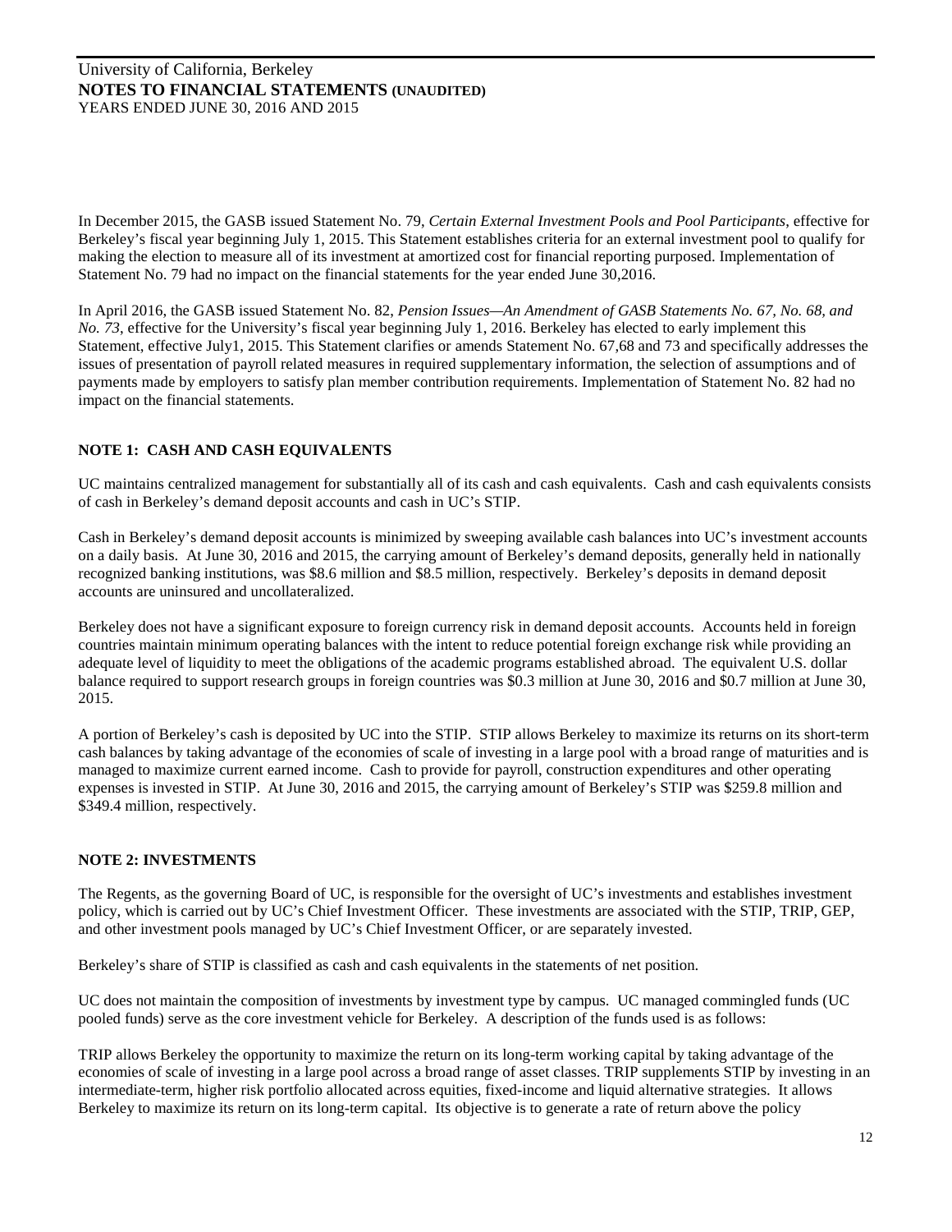In December 2015, the GASB issued Statement No. 79, *Certain External Investment Pools and Pool Participants*, effective for Berkeley's fiscal year beginning July 1, 2015. This Statement establishes criteria for an external investment pool to qualify for making the election to measure all of its investment at amortized cost for financial reporting purposed. Implementation of Statement No. 79 had no impact on the financial statements for the year ended June 30,2016.

In April 2016, the GASB issued Statement No. 82, *Pension Issues—An Amendment of GASB Statements No. 67, No. 68, and No. 73*, effective for the University's fiscal year beginning July 1, 2016. Berkeley has elected to early implement this Statement, effective July1, 2015. This Statement clarifies or amends Statement No. 67,68 and 73 and specifically addresses the issues of presentation of payroll related measures in required supplementary information, the selection of assumptions and of payments made by employers to satisfy plan member contribution requirements. Implementation of Statement No. 82 had no impact on the financial statements.

## NOTE 1: CASH AND CASH EQUIVALENTS

UC maintains centralized management for substantially all of its cash and cash equivalents. Cash and cash equivalents consists of cash in Berkeley's demand deposit accounts and cash in UC's STIP.

Cash in Berkeley's demand deposit accounts is minimized by sweeping available cash balances into UC's investment accounts on a daily basis. At June 30, 2016 and 2015, the carrying amount of Berkeley's demand deposits, generally held in nationally recognized banking institutions, was \$8.6 million and \$8.5 million, respectively. Berkeley's deposits in demand deposit accounts are uninsured and uncollateralized.

Berkeley does not have a significant exposure to foreign currency risk in demand deposit accounts. Accounts held in foreign countries maintain minimum operating balances with the intent to reduce potential foreign exchange risk while providing an adequate level of liquidity to meet the obligations of the academic programs established abroad. The equivalent U.S. dollar balance required to support research groups in foreign countries was \$0.3 million at June 30, 2016 and \$0.7 million at June 30, 2015.

A portion of Berkeley's cash is deposited by UC into the STIP. STIP allows Berkeley to maximize its returns on its short-term cash balances by taking advantage of the economies of scale of investing in a large pool with a broad range of maturities and is managed to maximize current earned income. Cash to provide for payroll, construction expenditures and other operating expenses is invested in STIP. At June 30, 2016 and 2015, the carrying amount of Berkeley's STIP was \$259.8 million and \$349.4 million, respectively.

## NOTE 2: INVESTMENTS

The Regents, as the governing Board of UC, is responsible for the oversight of UC's investments and establishes investment policy, which is carried out by UC's Chief Investment Officer. These investments are associated with the STIP, TRIP, GEP, and other investment pools managed by UC's Chief Investment Officer, or are separately invested.

Berkeley's share of STIP is classified as cash and cash equivalents in the statements of net position.

UC does not maintain the composition of investments by investment type by campus. UC managed commingled funds (UC pooled funds) serve as the core investment vehicle for Berkeley. A description of the funds used is as follows:

TRIP allows Berkeley the opportunity to maximize the return on its long-term working capital by taking advantage of the economies of scale of investing in a large pool across a broad range of asset classes. TRIP supplements STIP by investing in an intermediate-term, higher risk portfolio allocated across equities, fixed-income and liquid alternative strategies. It allows Berkeley to maximize its return on its long-term capital. Its objective is to generate a rate of return above the policy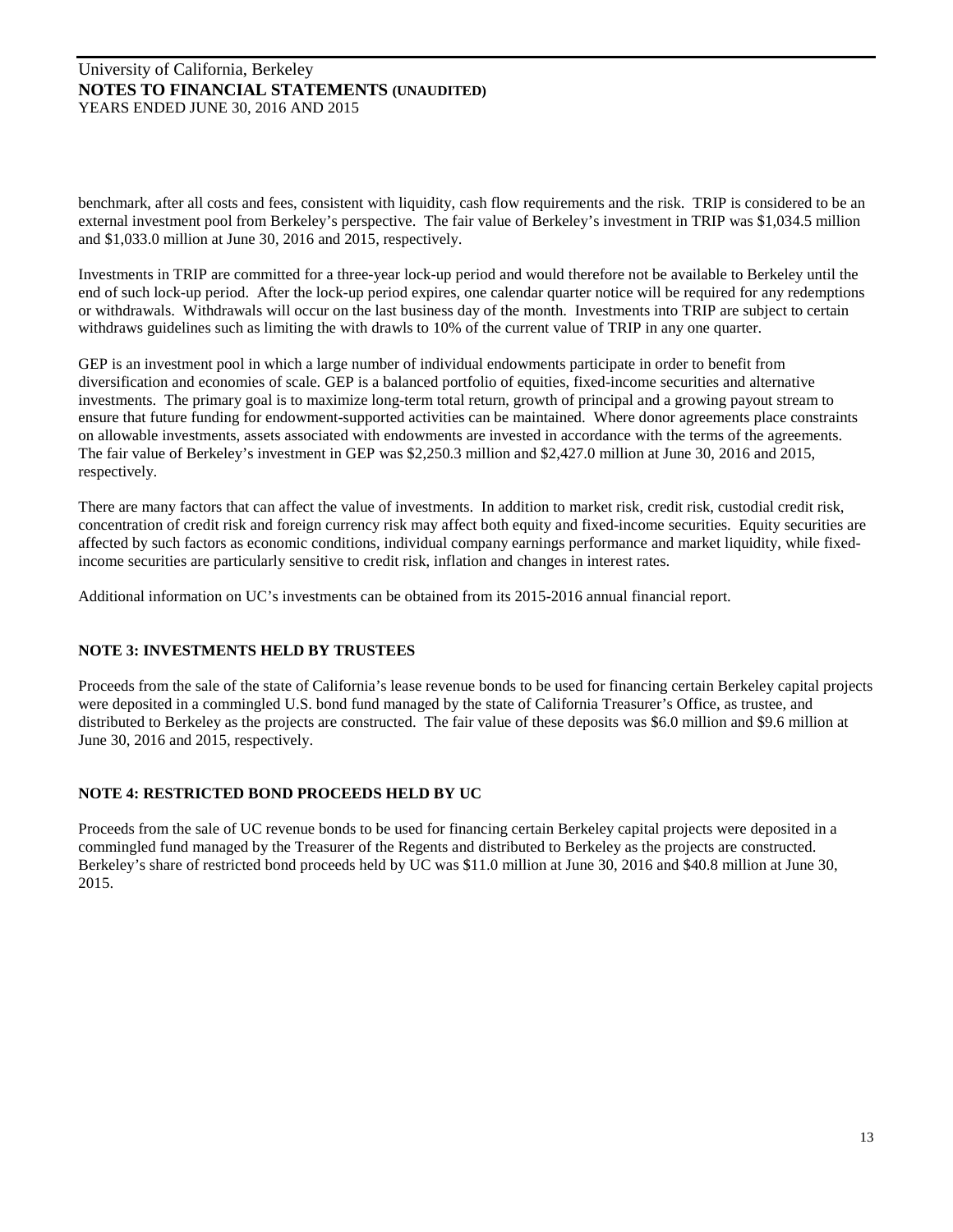benchmark, after all costs and fees, consistent with liquidity, cash flow requirements and the risk. TRIP is considered to be an external investment pool from Berkeley's perspective. The fair value of Berkeley's investment in TRIP was $1,034.5 million and $1,033.0 million at June 30, 2016 and 2015, respectively.

Investments in TRIP are committed for a three-year lock-up period and would therefore not be available to Berkeley until the end of such lock-up period. After the lock-up period expires, one calendar quarter notice will be required for any redemptions or withdrawals. Withdrawals will occur on the last business day of the month. Investments into TRIP are subject to certain withdraws guidelines such as limiting the with drawls to 10% of the current value of TRIP in any one quarter.

GEP is an investment pool in which a large number of individual endowments participate in order to benefit from diversification and economies of scale. GEP is a balanced portfolio of equities, fixed-income securities and alternative investments. The primary goal is to maximize long-term total return, growth of principal and a growing payout stream to ensure that future funding for endowment-supported activities can be maintained. Where donor agreements place constraints on allowable investments, assets associated with endowments are invested in accordance with the terms of the agreements. The fair value of Berkeley's investment in GEP was $2,250.3 million and $2,427.0 million at June 30, 2016 and 2015, respectively.

There are many factors that can affect the value of investments. In addition to market risk, credit risk, custodial credit risk, concentration of credit risk and foreign currency risk may affect both equity and fixed-income securities. Equity securities are affected by such factors as economic conditions, individual company earnings performance and market liquidity, while fixed-income securities are particularly sensitive to credit risk, inflation and changes in interest rates.

Additional information on UC's investments can be obtained from its 2015-2016 annual financial report.

## NOTE 3: INVESTMENTS HELD BY TRUSTEES

Proceeds from the sale of the state of California's lease revenue bonds to be used for financing certain Berkeley capital projects were deposited in a commingled U.S. bond fund managed by the state of California Treasurer's Office, as trustee, and distributed to Berkeley as the projects are constructed. The fair value of these deposits was $6.0 million and $9.6 million at June 30, 2016 and 2015, respectively.

## NOTE 4: RESTRICTED BOND PROCEEDS HELD BY UC

Proceeds from the sale of UC revenue bonds to be used for financing certain Berkeley capital projects were deposited in a commingled fund managed by the Treasurer of the Regents and distributed to Berkeley as the projects are constructed. Berkeley's share of restricted bond proceeds held by UC was $11.0 million at June 30, 2016 and $40.8 million at June 30, 2015.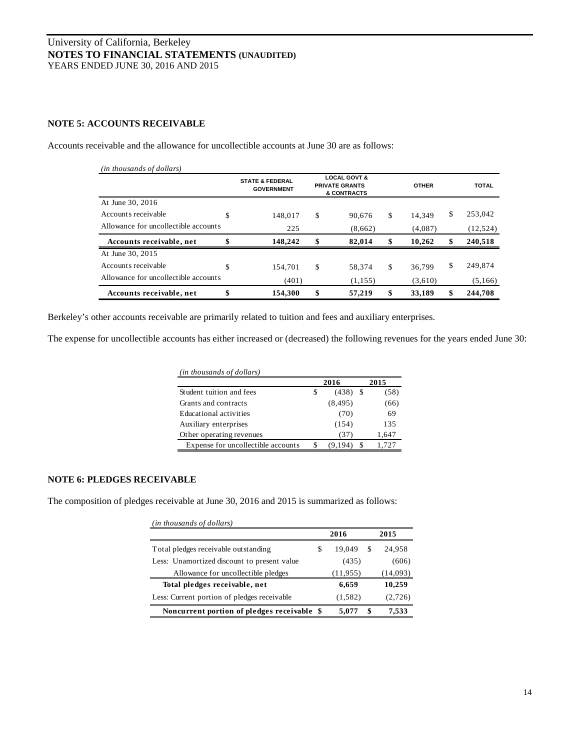University of California, Berkeley
**NOTES TO FINANCIAL STATEMENTS (UNAUDITED)**
YEARS ENDED JUNE 30, 2016 AND 2015

## NOTE 5: ACCOUNTS RECEIVABLE

Accounts receivable and the allowance for uncollectible accounts at June 30 are as follows:

*(in thousands of dollars)*

| | STATE & FEDERAL GOVERNMENT | LOCAL GOVT & PRIVATE GRANTS & CONTRACTS | OTHER | TOTAL |
|---|---|---|---|---|
| At June 30, 2016 | | | | |
| Accounts receivable | $ 148,017 | $ 90,676 | $ 14,349 | $ 253,042 |
| Allowance for uncollectible accounts | 225 | (8,662) | (4,087) | (12,524) |
| **Accounts receivable, net** | **$ 148,242** | **$ 82,014** | **$ 10,262** | **$ 240,518** |
| At June 30, 2015 | | | | |
| Accounts receivable | $ 154,701 | $ 58,374 | $ 36,799 | $ 249,874 |
| Allowance for uncollectible accounts | (401) | (1,155) | (3,610) | (5,166) |
| **Accounts receivable, net** | **$ 154,300** | **$ 57,219** | **$ 33,189** | **$ 244,708** |

Berkeley's other accounts receivable are primarily related to tuition and fees and auxiliary enterprises.

The expense for uncollectible accounts has either increased or (decreased) the following revenues for the years ended June 30:

*(in thousands of dollars)*

| | 2016 | 2015 |
|---|---|---|
| Student tuition and fees | $ (438) | $ (58) |
| Grants and contracts | (8,495) | (66) |
| Educational activities | (70) | 69 |
| Auxiliary enterprises | (154) | 135 |
| Other operating revenues | (37) | 1,647 |
| Expense for uncollectible accounts | $ (9,194) | $ 1,727 |

## NOTE 6: PLEDGES RECEIVABLE

The composition of pledges receivable at June 30, 2016 and 2015 is summarized as follows:

*(in thousands of dollars)*

| | 2016 | 2015 |
|---|---|---|
| Total pledges receivable outstanding | $ 19,049 | $ 24,958 |
| Less: Unamortized discount to present value | (435) | (606) |
| Allowance for uncollectible pledges | (11,955) | (14,093) |
| **Total pledges receivable, net** | **6,659** | **10,259** |
| Less: Current portion of pledges receivable | (1,582) | (2,726) |
| **Noncurrent portion of pledges receivable** | **$ 5,077** | **$ 7,533** |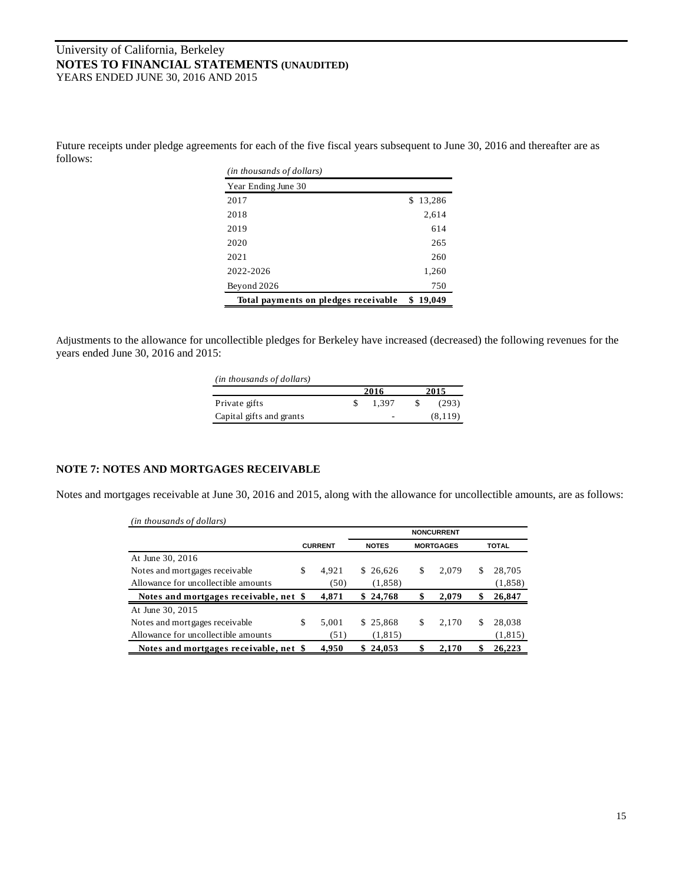Future receipts under pledge agreements for each of the five fiscal years subsequent to June 30, 2016 and thereafter are as follows:

| *(in thousands of dollars)* | |
|---|---|
| Year Ending June 30 | |
| 2017 | $ 13,286 |
| 2018 | 2,614 |
| 2019 | 614 |
| 2020 | 265 |
| 2021 | 260 |
| 2022-2026 | 1,260 |
| Beyond 2026 | 750 |
| **Total payments on pledges receivable** | **$ 19,049** |

Adjustments to the allowance for uncollectible pledges for Berkeley have increased (decreased) the following revenues for the years ended June 30, 2016 and 2015:

| *(in thousands of dollars)* | 2016 | 2015 |
|---|---|---|
| Private gifts | $ 1,397 | $ (293) |
| Capital gifts and grants | - | (8,119) |

## NOTE 7: NOTES AND MORTGAGES RECEIVABLE

Notes and mortgages receivable at June 30, 2016 and 2015, along with the allowance for uncollectible amounts, are as follows:

| *(in thousands of dollars)* | | NONCURRENT | | |
|---|---|---|---|---|
| | CURRENT | NOTES | MORTGAGES | TOTAL |
| At June 30, 2016 | | | | |
| Notes and mortgages receivable | $ 4,921 | $ 26,626 | $ 2,079 | $ 28,705 |
| Allowance for uncollectible amounts | (50) | (1,858) | | (1,858) |
| **Notes and mortgages receivable, net** | **$ 4,871** | **$ 24,768** | **$ 2,079** | **$ 26,847** |
| At June 30, 2015 | | | | |
| Notes and mortgages receivable | $ 5,001 | $ 25,868 | $ 2,170 | $ 28,038 |
| Allowance for uncollectible amounts | (51) | (1,815) | | (1,815) |
| **Notes and mortgages receivable, net** | **$ 4,950** | **$ 24,053** | **$ 2,170** | **$ 26,223** |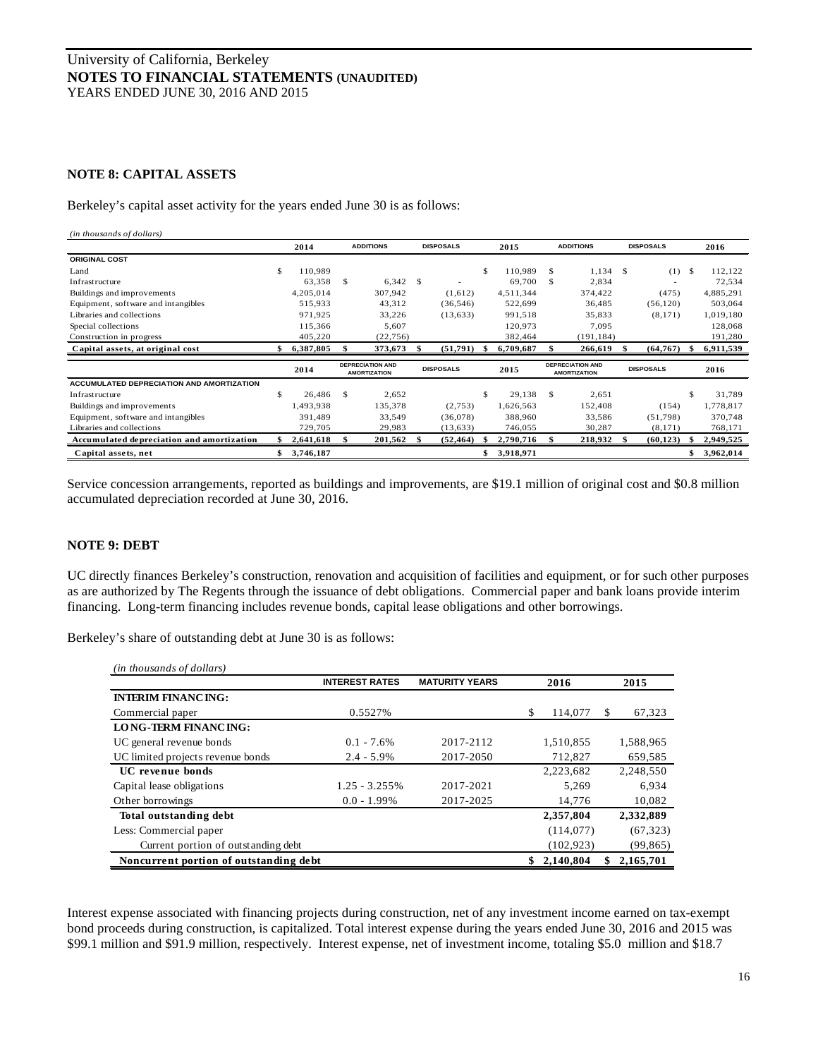University of California, Berkeley
**NOTES TO FINANCIAL STATEMENTS (UNAUDITED)**
YEARS ENDED JUNE 30, 2016 AND 2015

## NOTE 8: CAPITAL ASSETS

Berkeley's capital asset activity for the years ended June 30 is as follows:

*(in thousands of dollars)*

| | 2014 | ADDITIONS | DISPOSALS | 2015 | ADDITIONS | DISPOSALS | 2016 |
|---|---|---|---|---|---|---|---|
| **ORIGINAL COST** | | | | | | | |
| Land | $ 110,989 | | | $ 110,989 | $ 1,134 | $ (1) | $ 112,122 |
| Infrastructure | 63,358 | $ 6,342 | $ - | 69,700 | $ 2,834 | - | 72,534 |
| Buildings and improvements | 4,205,014 | 307,942 | (1,612) | 4,511,344 | 374,422 | (475) | 4,885,291 |
| Equipment, software and intangibles | 515,933 | 43,312 | (36,546) | 522,699 | 36,485 | (56,120) | 503,064 |
| Libraries and collections | 971,925 | 33,226 | (13,633) | 991,518 | 35,833 | (8,171) | 1,019,180 |
| Special collections | 115,366 | 5,607 | | 120,973 | 7,095 | | 128,068 |
| Construction in progress | 405,220 | (22,756) | | 382,464 | (191,184) | | 191,280 |
| **Capital assets, at original cost** | **$ 6,387,805** | **$ 373,673** | **$ (51,791)** | **$ 6,709,687** | **$ 266,619** | **$ (64,767)** | **$ 6,911,539** |
| | **2014** | **DEPRECIATION AND AMORTIZATION** | **DISPOSALS** | **2015** | **DEPRECIATION AND AMORTIZATION** | **DISPOSALS** | **2016** |
| **ACCUMULATED DEPRECIATION AND AMORTIZATION** | | | | | | | |
| Infrastructure | $ 26,486 | $ 2,652 | | $ 29,138 | $ 2,651 | | $ 31,789 |
| Buildings and improvements | 1,493,938 | 135,378 | (2,753) | 1,626,563 | 152,408 | (154) | 1,778,817 |
| Equipment, software and intangibles | 391,489 | 33,549 | (36,078) | 388,960 | 33,586 | (51,798) | 370,748 |
| Libraries and collections | 729,705 | 29,983 | (13,633) | 746,055 | 30,287 | (8,171) | 768,171 |
| **Accumulated depreciation and amortization** | **$ 2,641,618** | **$ 201,562** | **$ (52,464)** | **$ 2,790,716** | **$ 218,932** | **$ (60,123)** | **$ 2,949,525** |
| **Capital assets, net** | **$ 3,746,187** | | | **$ 3,918,971** | | | **$ 3,962,014** |

Service concession arrangements, reported as buildings and improvements, are $19.1 million of original cost and $0.8 million accumulated depreciation recorded at June 30, 2016.

## NOTE 9: DEBT

UC directly finances Berkeley's construction, renovation and acquisition of facilities and equipment, or for such other purposes as are authorized by The Regents through the issuance of debt obligations. Commercial paper and bank loans provide interim financing. Long-term financing includes revenue bonds, capital lease obligations and other borrowings.

Berkeley's share of outstanding debt at June 30 is as follows:

*(in thousands of dollars)*

| | INTEREST RATES | MATURITY YEARS | 2016 | 2015 |
|---|---|---|---|---|
| **INTERIM FINANCING:** | | | | |
| Commercial paper | 0.5527% | | $ 114,077 | $ 67,323 |
| **LONG-TERM FINANCING:** | | | | |
| UC general revenue bonds | 0.1 - 7.6% | 2017-2112 | 1,510,855 | 1,588,965 |
| UC limited projects revenue bonds | 2.4 - 5.9% | 2017-2050 | 712,827 | 659,585 |
| **UC revenue bonds** | | | 2,223,682 | 2,248,550 |
| Capital lease obligations | 1.25 - 3.255% | 2017-2021 | 5,269 | 6,934 |
| Other borrowings | 0.0 - 1.99% | 2017-2025 | 14,776 | 10,082 |
| **Total outstanding debt** | | | **2,357,804** | **2,332,889** |
| Less: Commercial paper | | | (114,077) | (67,323) |
| Current portion of outstanding debt | | | (102,923) | (99,865) |
| **Noncurrent portion of outstanding debt** | | | **$ 2,140,804** | **$ 2,165,701** |

Interest expense associated with financing projects during construction, net of any investment income earned on tax-exempt bond proceeds during construction, is capitalized. Total interest expense during the years ended June 30, 2016 and 2015 was $99.1 million and $91.9 million, respectively. Interest expense, net of investment income, totaling $5.0 million and $18.7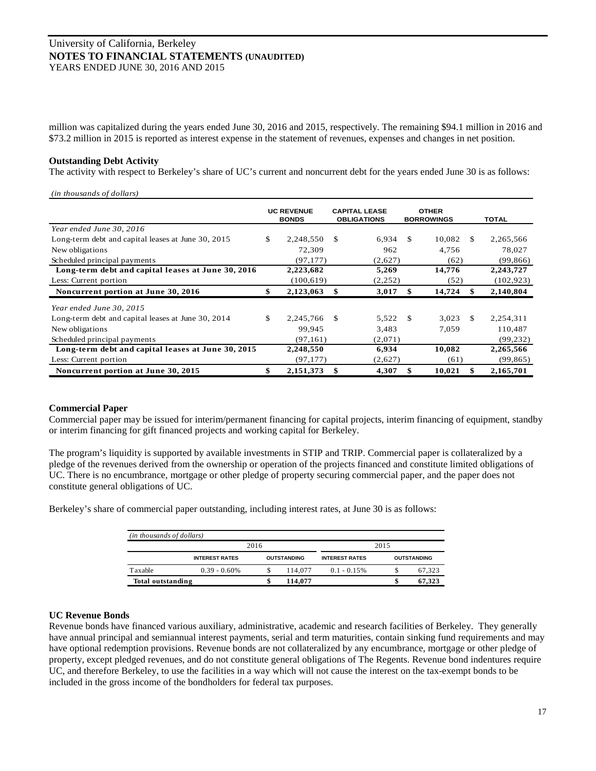million was capitalized during the years ended June 30, 2016 and 2015, respectively. The remaining $94.1 million in 2016 and $73.2 million in 2015 is reported as interest expense in the statement of revenues, expenses and changes in net position.

**Outstanding Debt Activity**

The activity with respect to Berkeley's share of UC's current and noncurrent debt for the years ended June 30 is as follows:

*(in thousands of dollars)*

| | UC REVENUE BONDS | CAPITAL LEASE OBLIGATIONS | OTHER BORROWINGS | TOTAL |
|---|---|---|---|---|
| *Year ended June 30, 2016* | | | | |
| Long-term debt and capital leases at June 30, 2015 | $ 2,248,550 | $ 6,934 | $ 10,082 | $ 2,265,566 |
| New obligations | 72,309 | 962 | 4,756 | 78,027 |
| Scheduled principal payments | (97,177) | (2,627) | (62) | (99,866) |
| **Long-term debt and capital leases at June 30, 2016** | **2,223,682** | **5,269** | **14,776** | **2,243,727** |
| Less: Current portion | (100,619) | (2,252) | (52) | (102,923) |
| **Noncurrent portion at June 30, 2016** | **$ 2,123,063** | **$ 3,017** | **$ 14,724** | **$ 2,140,804** |
| *Year ended June 30, 2015* | | | | |
| Long-term debt and capital leases at June 30, 2014 | $ 2,245,766 | $ 5,522 | $ 3,023 | $ 2,254,311 |
| New obligations | 99,945 | 3,483 | 7,059 | 110,487 |
| Scheduled principal payments | (97,161) | (2,071) | | (99,232) |
| **Long-term debt and capital leases at June 30, 2015** | **2,248,550** | **6,934** | **10,082** | **2,265,566** |
| Less: Current portion | (97,177) | (2,627) | (61) | (99,865) |
| **Noncurrent portion at June 30, 2015** | **$ 2,151,373** | **$ 4,307** | **$ 10,021** | **$ 2,165,701** |

**Commercial Paper**

Commercial paper may be issued for interim/permanent financing for capital projects, interim financing of equipment, standby or interim financing for gift financed projects and working capital for Berkeley.

The program's liquidity is supported by available investments in STIP and TRIP. Commercial paper is collateralized by a pledge of the revenues derived from the ownership or operation of the projects financed and constitute limited obligations of UC. There is no encumbrance, mortgage or other pledge of property securing commercial paper, and the paper does not constitute general obligations of UC.

Berkeley's share of commercial paper outstanding, including interest rates, at June 30 is as follows:

*(in thousands of dollars)*

| | 2016 | | 2015 | |
|---|---|---|---|---|
| | INTEREST RATES | OUTSTANDING | INTEREST RATES | OUTSTANDING |
| Taxable | 0.39 - 0.60% | $ 114,077 | 0.1 - 0.15% | $ 67,323 |
| **Total outstanding** | | **$ 114,077** | | **$ 67,323** |

**UC Revenue Bonds**

Revenue bonds have financed various auxiliary, administrative, academic and research facilities of Berkeley. They generally have annual principal and semiannual interest payments, serial and term maturities, contain sinking fund requirements and may have optional redemption provisions. Revenue bonds are not collateralized by any encumbrance, mortgage or other pledge of property, except pledged revenues, and do not constitute general obligations of The Regents. Revenue bond indentures require UC, and therefore Berkeley, to use the facilities in a way which will not cause the interest on the tax-exempt bonds to be included in the gross income of the bondholders for federal tax purposes.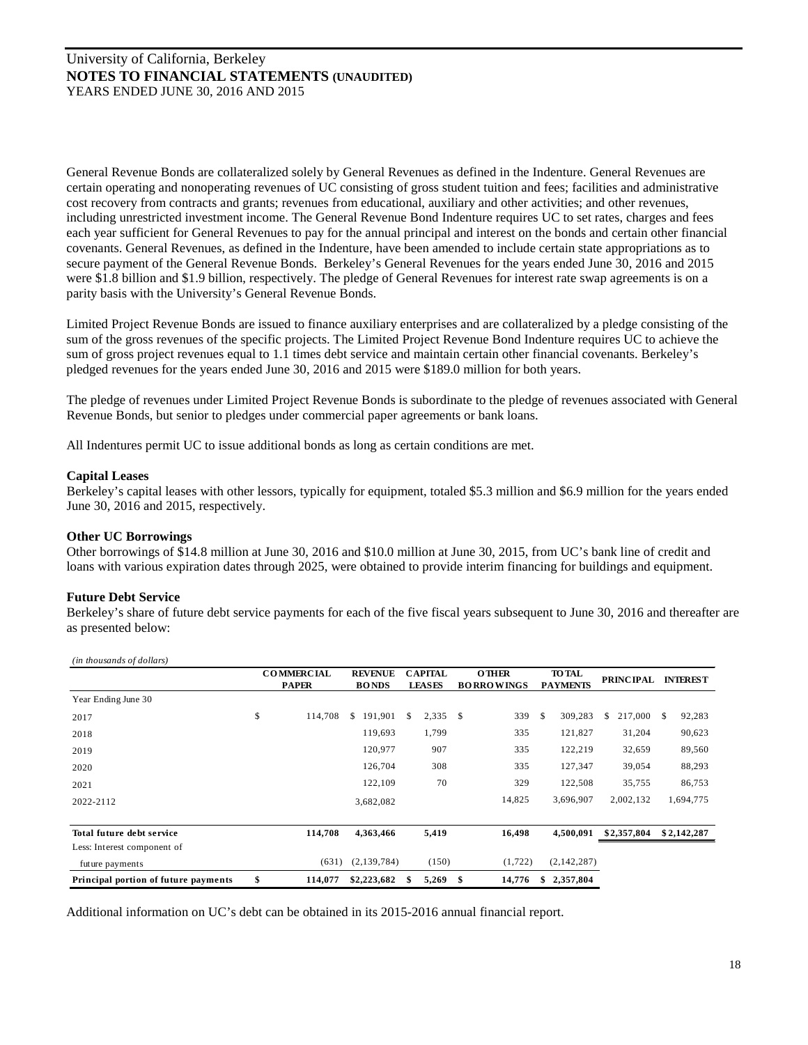General Revenue Bonds are collateralized solely by General Revenues as defined in the Indenture. General Revenues are certain operating and nonoperating revenues of UC consisting of gross student tuition and fees; facilities and administrative cost recovery from contracts and grants; revenues from educational, auxiliary and other activities; and other revenues, including unrestricted investment income. The General Revenue Bond Indenture requires UC to set rates, charges and fees each year sufficient for General Revenues to pay for the annual principal and interest on the bonds and certain other financial covenants. General Revenues, as defined in the Indenture, have been amended to include certain state appropriations as to secure payment of the General Revenue Bonds. Berkeley's General Revenues for the years ended June 30, 2016 and 2015 were \$1.8 billion and \$1.9 billion, respectively. The pledge of General Revenues for interest rate swap agreements is on a parity basis with the University's General Revenue Bonds.

Limited Project Revenue Bonds are issued to finance auxiliary enterprises and are collateralized by a pledge consisting of the sum of the gross revenues of the specific projects. The Limited Project Revenue Bond Indenture requires UC to achieve the sum of gross project revenues equal to 1.1 times debt service and maintain certain other financial covenants. Berkeley's pledged revenues for the years ended June 30, 2016 and 2015 were \$189.0 million for both years.

The pledge of revenues under Limited Project Revenue Bonds is subordinate to the pledge of revenues associated with General Revenue Bonds, but senior to pledges under commercial paper agreements or bank loans.

All Indentures permit UC to issue additional bonds as long as certain conditions are met.

**Capital Leases**

Berkeley's capital leases with other lessors, typically for equipment, totaled \$5.3 million and \$6.9 million for the years ended June 30, 2016 and 2015, respectively.

**Other UC Borrowings**

Other borrowings of \$14.8 million at June 30, 2016 and \$10.0 million at June 30, 2015, from UC's bank line of credit and loans with various expiration dates through 2025, were obtained to provide interim financing for buildings and equipment.

**Future Debt Service**

Berkeley's share of future debt service payments for each of the five fiscal years subsequent to June 30, 2016 and thereafter are as presented below:

*(in thousands of dollars)*

| | COMMERCIAL PAPER | REVENUE BONDS | CAPITAL LEASES | OTHER BORROWINGS | TOTAL PAYMENTS | PRINCIPAL | INTEREST |
|---|---|---|---|---|---|---|---|
| Year Ending June 30 | | | | | | | |
| 2017 | \$ 114,708 | \$ 191,901 | \$ 2,335 | \$ 339 | \$ 309,283 | \$ 217,000 | \$ 92,283 |
| 2018 | | 119,693 | 1,799 | 335 | 121,827 | 31,204 | 90,623 |
| 2019 | | 120,977 | 907 | 335 | 122,219 | 32,659 | 89,560 |
| 2020 | | 126,704 | 308 | 335 | 127,347 | 39,054 | 88,293 |
| 2021 | | 122,109 | 70 | 329 | 122,508 | 35,755 | 86,753 |
| 2022-2112 | | 3,682,082 | | 14,825 | 3,696,907 | 2,002,132 | 1,694,775 |
| **Total future debt service** | **114,708** | **4,363,466** | **5,419** | **16,498** | **4,500,091** | **\$2,357,804** | **\$2,142,287** |
| Less: Interest component of future payments | (631) | (2,139,784) | (150) | (1,722) | (2,142,287) | | |
| **Principal portion of future payments** | **\$ 114,077** | **\$2,223,682** | **\$ 5,269** | **\$ 14,776** | **\$ 2,357,804** | | |

Additional information on UC's debt can be obtained in its 2015-2016 annual financial report.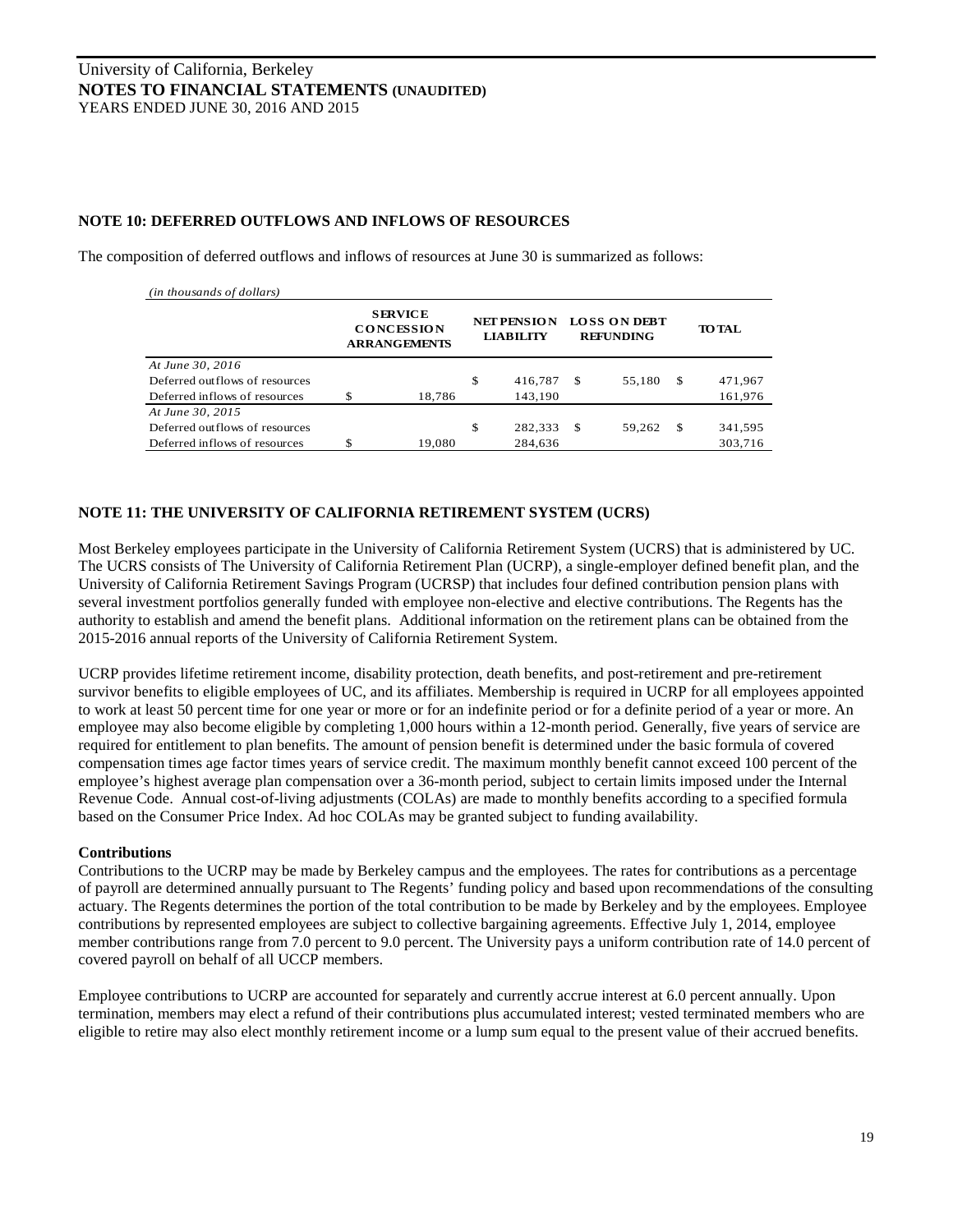## NOTE 10: DEFERRED OUTFLOWS AND INFLOWS OF RESOURCES

The composition of deferred outflows and inflows of resources at June 30 is summarized as follows:

*(in thousands of dollars)*

| | SERVICE CONCESSION ARRANGEMENTS | NET PENSION LIABILITY | LOSS ON DEBT REFUNDING | TOTAL |
|---|---|---|---|---|
| *At June 30, 2016* | | | | |
| Deferred outflows of resources | | $ 416,787 | $ 55,180 | $ 471,967 |
| Deferred inflows of resources | $ 18,786 | 143,190 | | 161,976 |
| *At June 30, 2015* | | | | |
| Deferred outflows of resources | | $ 282,333 | $ 59,262 | $ 341,595 |
| Deferred inflows of resources | $ 19,080 | 284,636 | | 303,716 |

## NOTE 11: THE UNIVERSITY OF CALIFORNIA RETIREMENT SYSTEM (UCRS)

Most Berkeley employees participate in the University of California Retirement System (UCRS) that is administered by UC. The UCRS consists of The University of California Retirement Plan (UCRP), a single-employer defined benefit plan, and the University of California Retirement Savings Program (UCRSP) that includes four defined contribution pension plans with several investment portfolios generally funded with employee non-elective and elective contributions. The Regents has the authority to establish and amend the benefit plans. Additional information on the retirement plans can be obtained from the 2015-2016 annual reports of the University of California Retirement System.

UCRP provides lifetime retirement income, disability protection, death benefits, and post-retirement and pre-retirement survivor benefits to eligible employees of UC, and its affiliates. Membership is required in UCRP for all employees appointed to work at least 50 percent time for one year or more or for an indefinite period or for a definite period of a year or more. An employee may also become eligible by completing 1,000 hours within a 12-month period. Generally, five years of service are required for entitlement to plan benefits. The amount of pension benefit is determined under the basic formula of covered compensation times age factor times years of service credit. The maximum monthly benefit cannot exceed 100 percent of the employee's highest average plan compensation over a 36-month period, subject to certain limits imposed under the Internal Revenue Code. Annual cost-of-living adjustments (COLAs) are made to monthly benefits according to a specified formula based on the Consumer Price Index. Ad hoc COLAs may be granted subject to funding availability.

**Contributions**

Contributions to the UCRP may be made by Berkeley campus and the employees. The rates for contributions as a percentage of payroll are determined annually pursuant to The Regents' funding policy and based upon recommendations of the consulting actuary. The Regents determines the portion of the total contribution to be made by Berkeley and by the employees. Employee contributions by represented employees are subject to collective bargaining agreements. Effective July 1, 2014, employee member contributions range from 7.0 percent to 9.0 percent. The University pays a uniform contribution rate of 14.0 percent of covered payroll on behalf of all UCCP members.

Employee contributions to UCRP are accounted for separately and currently accrue interest at 6.0 percent annually. Upon termination, members may elect a refund of their contributions plus accumulated interest; vested terminated members who are eligible to retire may also elect monthly retirement income or a lump sum equal to the present value of their accrued benefits.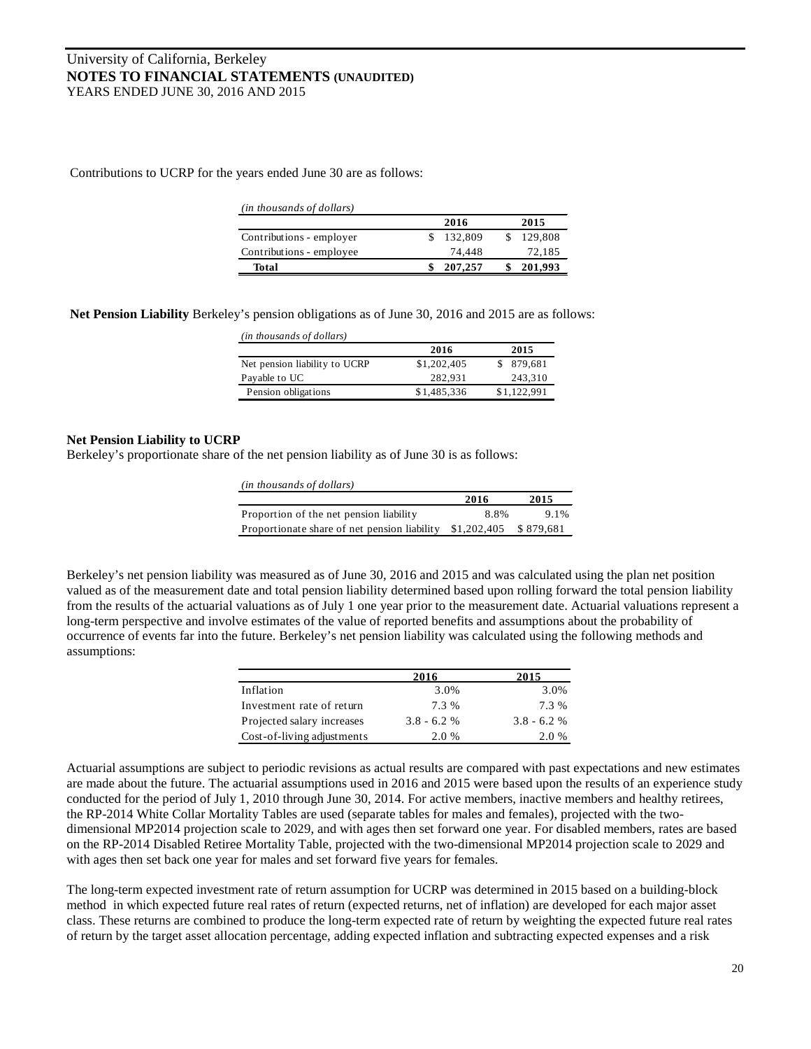Contributions to UCRP for the years ended June 30 are as follows:

*(in thousands of dollars)*

| | 2016 | 2015 |
|---|---|---|
| Contributions - employer | $ 132,809 | $ 129,808 |
| Contributions - employee | 74,448 | 72,185 |
| **Total** | **$ 207,257** | **$ 201,993** |

**Net Pension Liability** Berkeley's pension obligations as of June 30, 2016 and 2015 are as follows:

*(in thousands of dollars)*

| | 2016 | 2015 |
|---|---|---|
| Net pension liability to UCRP | $1,202,405 | $ 879,681 |
| Payable to UC | 282,931 | 243,310 |
| Pension obligations | $1,485,336 | $1,122,991 |

**Net Pension Liability to UCRP**

Berkeley's proportionate share of the net pension liability as of June 30 is as follows:

*(in thousands of dollars)*

| | 2016 | 2015 |
|---|---|---|
| Proportion of the net pension liability | 8.8% | 9.1% |
| Proportionate share of net pension liability | $1,202,405 | $ 879,681 |

Berkeley's net pension liability was measured as of June 30, 2016 and 2015 and was calculated using the plan net position valued as of the measurement date and total pension liability determined based upon rolling forward the total pension liability from the results of the actuarial valuations as of July 1 one year prior to the measurement date. Actuarial valuations represent a long-term perspective and involve estimates of the value of reported benefits and assumptions about the probability of occurrence of events far into the future. Berkeley's net pension liability was calculated using the following methods and assumptions:

| | 2016 | 2015 |
|---|---|---|
| Inflation | 3.0% | 3.0% |
| Investment rate of return | 7.3 % | 7.3 % |
| Projected salary increases | 3.8 - 6.2 % | 3.8 - 6.2 % |
| Cost-of-living adjustments | 2.0 % | 2.0 % |

Actuarial assumptions are subject to periodic revisions as actual results are compared with past expectations and new estimates are made about the future. The actuarial assumptions used in 2016 and 2015 were based upon the results of an experience study conducted for the period of July 1, 2010 through June 30, 2014. For active members, inactive members and healthy retirees, the RP-2014 White Collar Mortality Tables are used (separate tables for males and females), projected with the two-dimensional MP2014 projection scale to 2029, and with ages then set forward one year. For disabled members, rates are based on the RP-2014 Disabled Retiree Mortality Table, projected with the two-dimensional MP2014 projection scale to 2029 and with ages then set back one year for males and set forward five years for females.

The long-term expected investment rate of return assumption for UCRP was determined in 2015 based on a building-block method in which expected future real rates of return (expected returns, net of inflation) are developed for each major asset class. These returns are combined to produce the long-term expected rate of return by weighting the expected future real rates of return by the target asset allocation percentage, adding expected inflation and subtracting expected expenses and a risk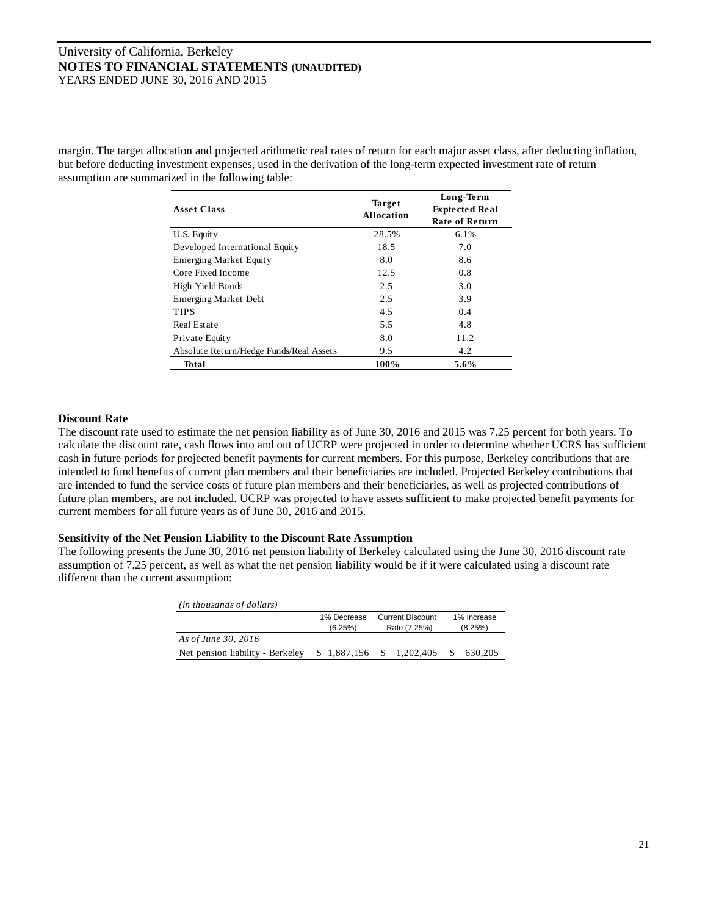margin. The target allocation and projected arithmetic real rates of return for each major asset class, after deducting inflation, but before deducting investment expenses, used in the derivation of the long-term expected investment rate of return assumption are summarized in the following table:

| Asset Class | Target Allocation | Long-Term Exptected Real Rate of Return |
|---|---|---|
| U.S. Equity | 28.5% | 6.1% |
| Developed International Equity | 18.5 | 7.0 |
| Emerging Market Equity | 8.0 | 8.6 |
| Core Fixed Income | 12.5 | 0.8 |
| High Yield Bonds | 2.5 | 3.0 |
| Emerging Market Debt | 2.5 | 3.9 |
| TIPS | 4.5 | 0.4 |
| Real Estate | 5.5 | 4.8 |
| Private Equity | 8.0 | 11.2 |
| Absolute Return/Hedge Funds/Real Assets | 9.5 | 4.2 |
| **Total** | **100%** | **5.6%** |

**Discount Rate**

The discount rate used to estimate the net pension liability as of June 30, 2016 and 2015 was 7.25 percent for both years. To calculate the discount rate, cash flows into and out of UCRP were projected in order to determine whether UCRS has sufficient cash in future periods for projected benefit payments for current members. For this purpose, Berkeley contributions that are intended to fund benefits of current plan members and their beneficiaries are included. Projected Berkeley contributions that are intended to fund the service costs of future plan members and their beneficiaries, as well as projected contributions of future plan members, are not included. UCRP was projected to have assets sufficient to make projected benefit payments for current members for all future years as of June 30, 2016 and 2015.

**Sensitivity of the Net Pension Liability to the Discount Rate Assumption**

The following presents the June 30, 2016 net pension liability of Berkeley calculated using the June 30, 2016 discount rate assumption of 7.25 percent, as well as what the net pension liability would be if it were calculated using a discount rate different than the current assumption:

*(in thousands of dollars)*

| | 1% Decrease (6.25%) | Current Discount Rate (7.25%) | 1% Increase (8.25%) |
|---|---|---|---|
| *As of June 30, 2016* | | | |
| Net pension liability - Berkeley | $ 1,887,156 | $ 1,202,405 | $ 630,205 |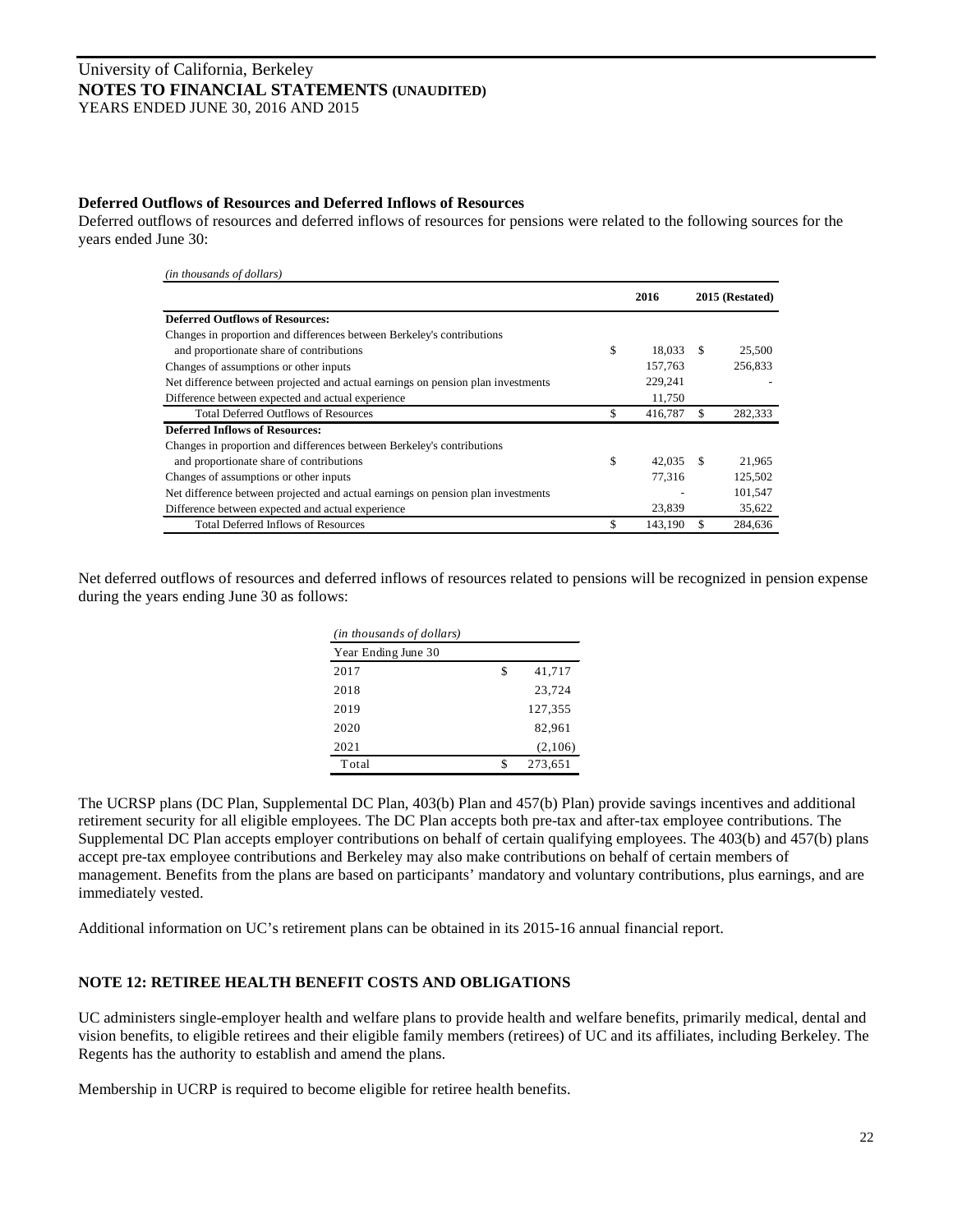### Deferred Outflows of Resources and Deferred Inflows of Resources

Deferred outflows of resources and deferred inflows of resources for pensions were related to the following sources for the years ended June 30:

*(in thousands of dollars)*

| | 2016 | 2015 (Restated) |
|---|---|---|
| **Deferred Outflows of Resources:** | | |
| Changes in proportion and differences between Berkeley's contributions and proportionate share of contributions | $ 18,033 | $ 25,500 |
| Changes of assumptions or other inputs | 157,763 | 256,833 |
| Net difference between projected and actual earnings on pension plan investments | 229,241 | - |
| Difference between expected and actual experience | 11,750 | |
| Total Deferred Outflows of Resources | $ 416,787 | $ 282,333 |
| **Deferred Inflows of Resources:** | | |
| Changes in proportion and differences between Berkeley's contributions and proportionate share of contributions | $ 42,035 | $ 21,965 |
| Changes of assumptions or other inputs | 77,316 | 125,502 |
| Net difference between projected and actual earnings on pension plan investments | - | 101,547 |
| Difference between expected and actual experience | 23,839 | 35,622 |
| Total Deferred Inflows of Resources | $ 143,190 | $ 284,636 |

Net deferred outflows of resources and deferred inflows of resources related to pensions will be recognized in pension expense during the years ending June 30 as follows:

*(in thousands of dollars)*

| Year Ending June 30 | |
|---|---|
| 2017 | $ 41,717 |
| 2018 | 23,724 |
| 2019 | 127,355 |
| 2020 | 82,961 |
| 2021 | (2,106) |
| Total | $ 273,651 |

The UCRSP plans (DC Plan, Supplemental DC Plan, 403(b) Plan and 457(b) Plan) provide savings incentives and additional retirement security for all eligible employees. The DC Plan accepts both pre-tax and after-tax employee contributions. The Supplemental DC Plan accepts employer contributions on behalf of certain qualifying employees. The 403(b) and 457(b) plans accept pre-tax employee contributions and Berkeley may also make contributions on behalf of certain members of management. Benefits from the plans are based on participants' mandatory and voluntary contributions, plus earnings, and are immediately vested.

Additional information on UC's retirement plans can be obtained in its 2015-16 annual financial report.

## NOTE 12: RETIREE HEALTH BENEFIT COSTS AND OBLIGATIONS

UC administers single-employer health and welfare plans to provide health and welfare benefits, primarily medical, dental and vision benefits, to eligible retirees and their eligible family members (retirees) of UC and its affiliates, including Berkeley. The Regents has the authority to establish and amend the plans.

Membership in UCRP is required to become eligible for retiree health benefits.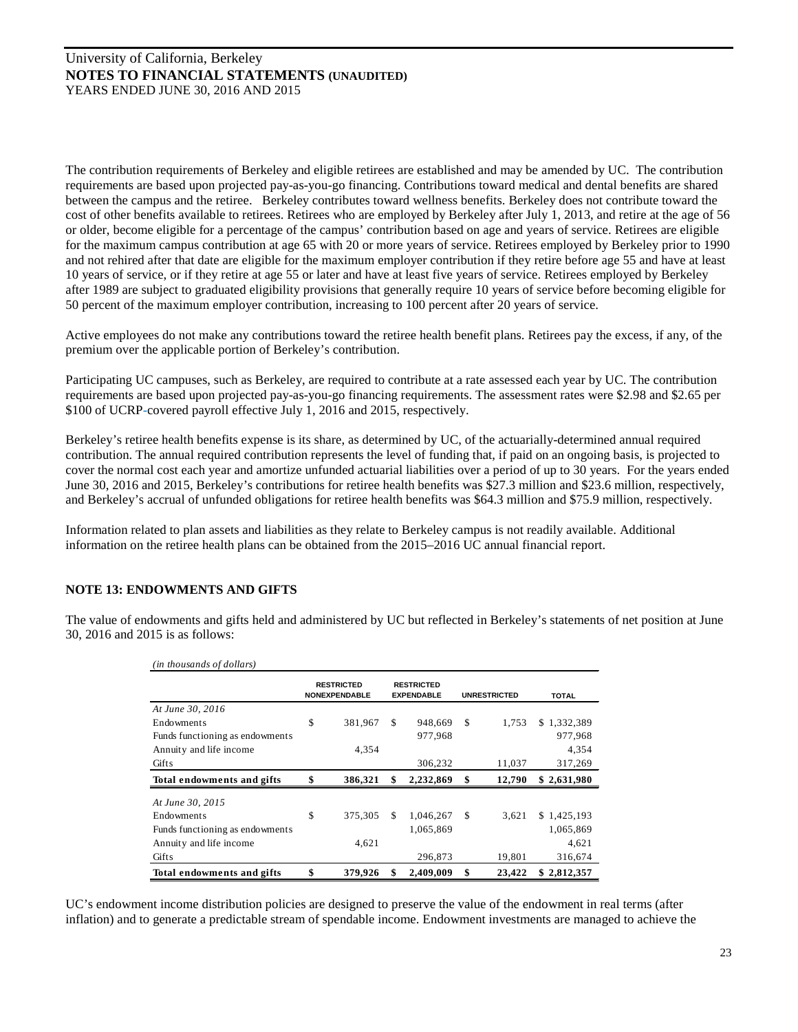The contribution requirements of Berkeley and eligible retirees are established and may be amended by UC. The contribution requirements are based upon projected pay-as-you-go financing. Contributions toward medical and dental benefits are shared between the campus and the retiree. Berkeley contributes toward wellness benefits. Berkeley does not contribute toward the cost of other benefits available to retirees. Retirees who are employed by Berkeley after July 1, 2013, and retire at the age of 56 or older, become eligible for a percentage of the campus' contribution based on age and years of service. Retirees are eligible for the maximum campus contribution at age 65 with 20 or more years of service. Retirees employed by Berkeley prior to 1990 and not rehired after that date are eligible for the maximum employer contribution if they retire before age 55 and have at least 10 years of service, or if they retire at age 55 or later and have at least five years of service. Retirees employed by Berkeley after 1989 are subject to graduated eligibility provisions that generally require 10 years of service before becoming eligible for 50 percent of the maximum employer contribution, increasing to 100 percent after 20 years of service.

Active employees do not make any contributions toward the retiree health benefit plans. Retirees pay the excess, if any, of the premium over the applicable portion of Berkeley's contribution.

Participating UC campuses, such as Berkeley, are required to contribute at a rate assessed each year by UC. The contribution requirements are based upon projected pay-as-you-go financing requirements. The assessment rates were $2.98 and $2.65 per $100 of UCRP-covered payroll effective July 1, 2016 and 2015, respectively.

Berkeley's retiree health benefits expense is its share, as determined by UC, of the actuarially-determined annual required contribution. The annual required contribution represents the level of funding that, if paid on an ongoing basis, is projected to cover the normal cost each year and amortize unfunded actuarial liabilities over a period of up to 30 years. For the years ended June 30, 2016 and 2015, Berkeley's contributions for retiree health benefits was $27.3 million and $23.6 million, respectively, and Berkeley's accrual of unfunded obligations for retiree health benefits was $64.3 million and $75.9 million, respectively.

Information related to plan assets and liabilities as they relate to Berkeley campus is not readily available. Additional information on the retiree health plans can be obtained from the 2015–2016 UC annual financial report.

## NOTE 13: ENDOWMENTS AND GIFTS

The value of endowments and gifts held and administered by UC but reflected in Berkeley's statements of net position at June 30, 2016 and 2015 is as follows:

*(in thousands of dollars)*

| | RESTRICTED NONEXPENDABLE | RESTRICTED EXPENDABLE | UNRESTRICTED | TOTAL |
|---|---|---|---|---|
| *At June 30, 2016* | | | | |
| Endowments | $ 381,967 | $ 948,669 | $ 1,753 | $ 1,332,389 |
| Funds functioning as endowments | | 977,968 | | 977,968 |
| Annuity and life income | 4,354 | | | 4,354 |
| Gifts | | 306,232 | 11,037 | 317,269 |
| **Total endowments and gifts** | **$ 386,321** | **$ 2,232,869** | **$ 12,790** | **$ 2,631,980** |
| *At June 30, 2015* | | | | |
| Endowments | $ 375,305 | $ 1,046,267 | $ 3,621 | $ 1,425,193 |
| Funds functioning as endowments | | 1,065,869 | | 1,065,869 |
| Annuity and life income | 4,621 | | | 4,621 |
| Gifts | | 296,873 | 19,801 | 316,674 |
| **Total endowments and gifts** | **$ 379,926** | **$ 2,409,009** | **$ 23,422** | **$ 2,812,357** |

UC's endowment income distribution policies are designed to preserve the value of the endowment in real terms (after inflation) and to generate a predictable stream of spendable income. Endowment investments are managed to achieve the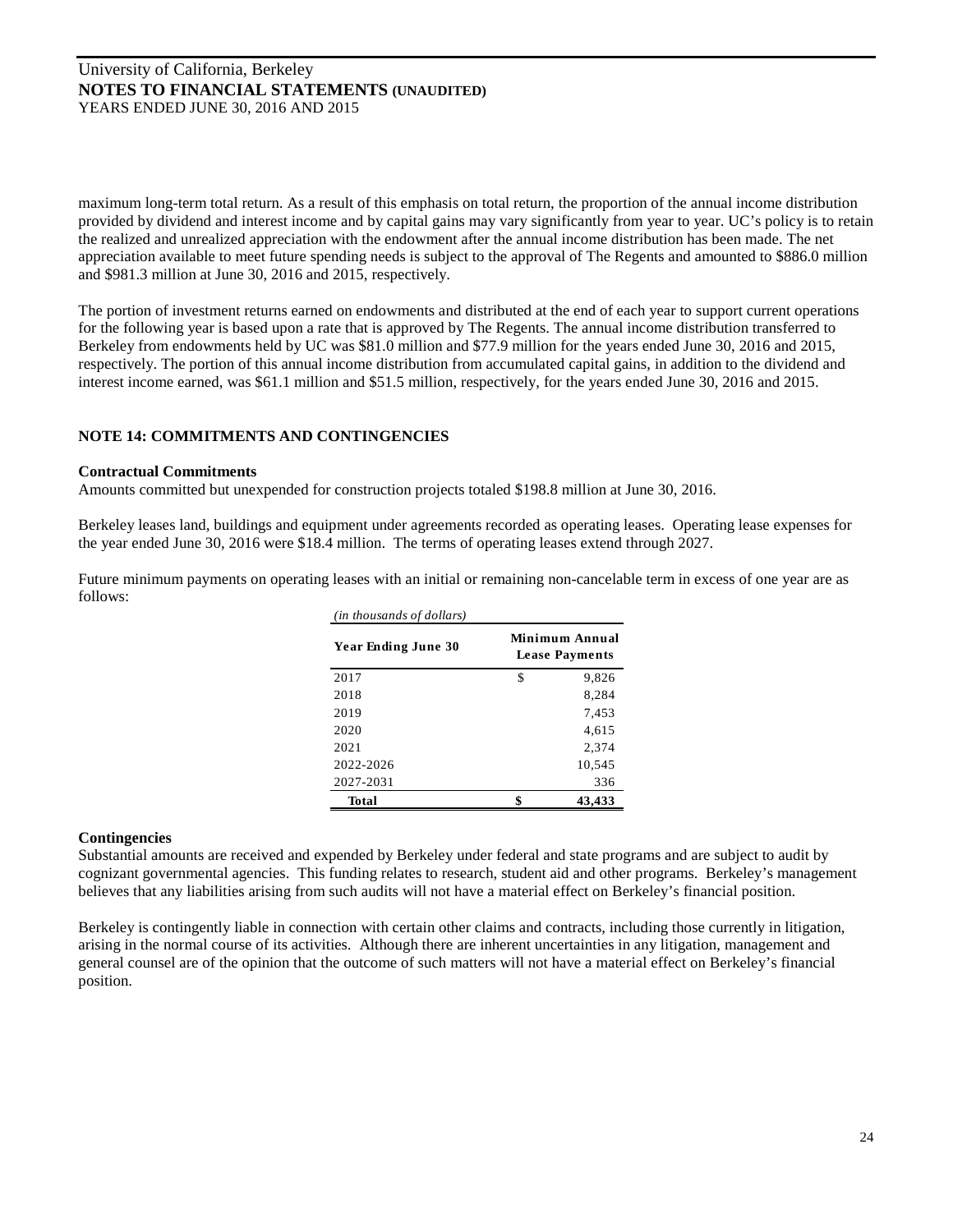maximum long-term total return. As a result of this emphasis on total return, the proportion of the annual income distribution provided by dividend and interest income and by capital gains may vary significantly from year to year. UC's policy is to retain the realized and unrealized appreciation with the endowment after the annual income distribution has been made. The net appreciation available to meet future spending needs is subject to the approval of The Regents and amounted to $886.0 million and $981.3 million at June 30, 2016 and 2015, respectively.

The portion of investment returns earned on endowments and distributed at the end of each year to support current operations for the following year is based upon a rate that is approved by The Regents. The annual income distribution transferred to Berkeley from endowments held by UC was $81.0 million and $77.9 million for the years ended June 30, 2016 and 2015, respectively. The portion of this annual income distribution from accumulated capital gains, in addition to the dividend and interest income earned, was $61.1 million and $51.5 million, respectively, for the years ended June 30, 2016 and 2015.

## NOTE 14: COMMITMENTS AND CONTINGENCIES

### Contractual Commitments

Amounts committed but unexpended for construction projects totaled $198.8 million at June 30, 2016.

Berkeley leases land, buildings and equipment under agreements recorded as operating leases. Operating lease expenses for the year ended June 30, 2016 were $18.4 million. The terms of operating leases extend through 2027.

Future minimum payments on operating leases with an initial or remaining non-cancelable term in excess of one year are as follows:

*(in thousands of dollars)*

| Year Ending June 30 | Minimum Annual Lease Payments |
|---|---|
| 2017 | $ 9,826 |
| 2018 | 8,284 |
| 2019 | 7,453 |
| 2020 | 4,615 |
| 2021 | 2,374 |
| 2022-2026 | 10,545 |
| 2027-2031 | 336 |
| **Total** | **$ 43,433** |

### Contingencies

Substantial amounts are received and expended by Berkeley under federal and state programs and are subject to audit by cognizant governmental agencies. This funding relates to research, student aid and other programs. Berkeley's management believes that any liabilities arising from such audits will not have a material effect on Berkeley's financial position.

Berkeley is contingently liable in connection with certain other claims and contracts, including those currently in litigation, arising in the normal course of its activities. Although there are inherent uncertainties in any litigation, management and general counsel are of the opinion that the outcome of such matters will not have a material effect on Berkeley's financial position.